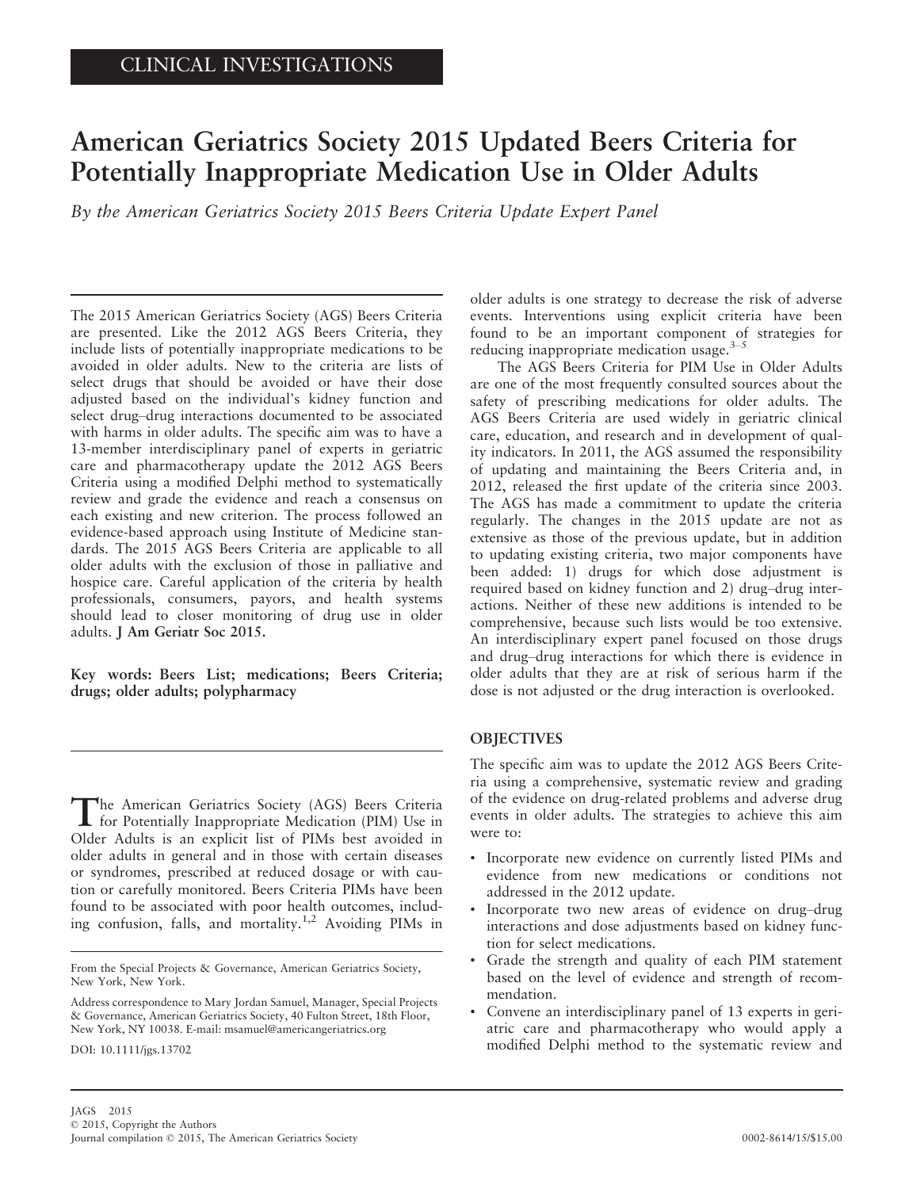CLINICAL INVESTIGATIONS

# American Geriatrics Society 2015 Updated Beers Criteria for Potentially Inappropriate Medication Use in Older Adults

*By the American Geriatrics Society 2015 Beers Criteria Update Expert Panel*

The 2015 American Geriatrics Society (AGS) Beers Criteria are presented. Like the 2012 AGS Beers Criteria, they include lists of potentially inappropriate medications to be avoided in older adults. New to the criteria are lists of select drugs that should be avoided or have their dose adjusted based on the individual's kidney function and select drug–drug interactions documented to be associated with harms in older adults. The specific aim was to have a 13-member interdisciplinary panel of experts in geriatric care and pharmacotherapy update the 2012 AGS Beers Criteria using a modified Delphi method to systematically review and grade the evidence and reach a consensus on each existing and new criterion. The process followed an evidence-based approach using Institute of Medicine standards. The 2015 AGS Beers Criteria are applicable to all older adults with the exclusion of those in palliative and hospice care. Careful application of the criteria by health professionals, consumers, payors, and health systems should lead to closer monitoring of drug use in older adults. **J Am Geriatr Soc 2015.**

**Key words: Beers List; medications; Beers Criteria; drugs; older adults; polypharmacy**

The American Geriatrics Society (AGS) Beers Criteria for Potentially Inappropriate Medication (PIM) Use in Older Adults is an explicit list of PIMs best avoided in older adults in general and in those with certain diseases or syndromes, prescribed at reduced dosage or with caution or carefully monitored. Beers Criteria PIMs have been found to be associated with poor health outcomes, including confusion, falls, and mortality.[1,2] Avoiding PIMs in older adults is one strategy to decrease the risk of adverse events. Interventions using explicit criteria have been found to be an important component of strategies for reducing inappropriate medication usage.[3–5]

The AGS Beers Criteria for PIM Use in Older Adults are one of the most frequently consulted sources about the safety of prescribing medications for older adults. The AGS Beers Criteria are used widely in geriatric clinical care, education, and research and in development of quality indicators. In 2011, the AGS assumed the responsibility of updating and maintaining the Beers Criteria and, in 2012, released the first update of the criteria since 2003. The AGS has made a commitment to update the criteria regularly. The changes in the 2015 update are not as extensive as those of the previous update, but in addition to updating existing criteria, two major components have been added: 1) drugs for which dose adjustment is required based on kidney function and 2) drug–drug interactions. Neither of these new additions is intended to be comprehensive, because such lists would be too extensive. An interdisciplinary expert panel focused on those drugs and drug–drug interactions for which there is evidence in older adults that they are at risk of serious harm if the dose is not adjusted or the drug interaction is overlooked.

## OBJECTIVES

The specific aim was to update the 2012 AGS Beers Criteria using a comprehensive, systematic review and grading of the evidence on drug-related problems and adverse drug events in older adults. The strategies to achieve this aim were to:

- Incorporate new evidence on currently listed PIMs and evidence from new medications or conditions not addressed in the 2012 update.
- Incorporate two new areas of evidence on drug–drug interactions and dose adjustments based on kidney function for select medications.
- Grade the strength and quality of each PIM statement based on the level of evidence and strength of recommendation.
- Convene an interdisciplinary panel of 13 experts in geriatric care and pharmacotherapy who would apply a modified Delphi method to the systematic review and

From the Special Projects & Governance, American Geriatrics Society, New York, New York.

Address correspondence to Mary Jordan Samuel, Manager, Special Projects & Governance, American Geriatrics Society, 40 Fulton Street, 18th Floor, New York, NY 10038. E-mail: msamuel@americangeriatrics.org

DOI: 10.1111/jgs.13702

JAGS 2015
© 2015, Copyright the Authors
Journal compilation © 2015, The American Geriatrics Society

0002-8614/15/$15.00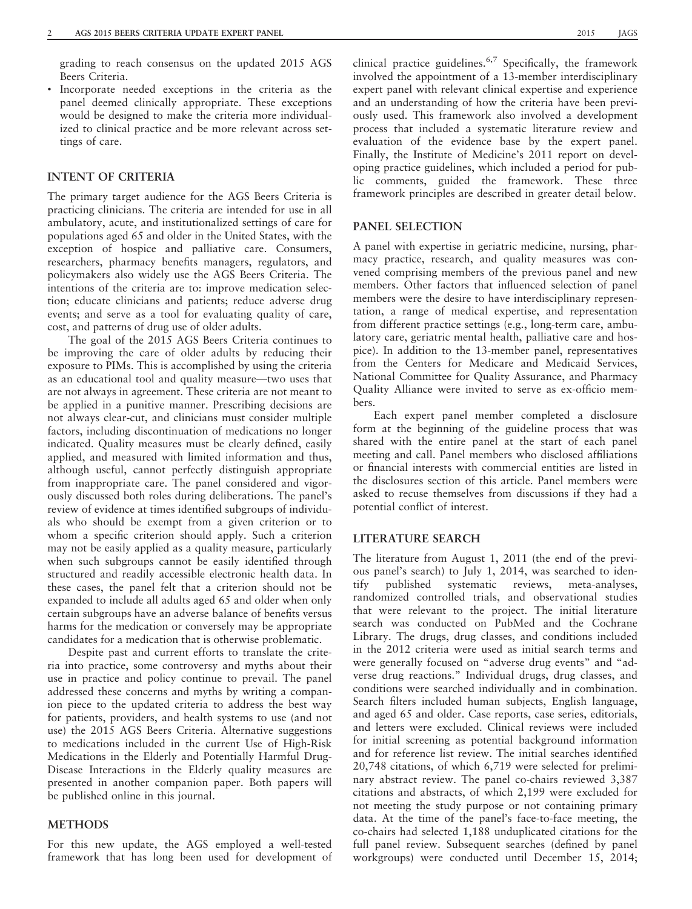grading to reach consensus on the updated 2015 AGS Beers Criteria.

- Incorporate needed exceptions in the criteria as the panel deemed clinically appropriate. These exceptions would be designed to make the criteria more individualized to clinical practice and be more relevant across settings of care.

## INTENT OF CRITERIA

The primary target audience for the AGS Beers Criteria is practicing clinicians. The criteria are intended for use in all ambulatory, acute, and institutionalized settings of care for populations aged 65 and older in the United States, with the exception of hospice and palliative care. Consumers, researchers, pharmacy benefits managers, regulators, and policymakers also widely use the AGS Beers Criteria. The intentions of the criteria are to: improve medication selection; educate clinicians and patients; reduce adverse drug events; and serve as a tool for evaluating quality of care, cost, and patterns of drug use of older adults.

The goal of the 2015 AGS Beers Criteria continues to be improving the care of older adults by reducing their exposure to PIMs. This is accomplished by using the criteria as an educational tool and quality measure—two uses that are not always in agreement. These criteria are not meant to be applied in a punitive manner. Prescribing decisions are not always clear-cut, and clinicians must consider multiple factors, including discontinuation of medications no longer indicated. Quality measures must be clearly defined, easily applied, and measured with limited information and thus, although useful, cannot perfectly distinguish appropriate from inappropriate care. The panel considered and vigorously discussed both roles during deliberations. The panel's review of evidence at times identified subgroups of individuals who should be exempt from a given criterion or to whom a specific criterion should apply. Such a criterion may not be easily applied as a quality measure, particularly when such subgroups cannot be easily identified through structured and readily accessible electronic health data. In these cases, the panel felt that a criterion should not be expanded to include all adults aged 65 and older when only certain subgroups have an adverse balance of benefits versus harms for the medication or conversely may be appropriate candidates for a medication that is otherwise problematic.

Despite past and current efforts to translate the criteria into practice, some controversy and myths about their use in practice and policy continue to prevail. The panel addressed these concerns and myths by writing a companion piece to the updated criteria to address the best way for patients, providers, and health systems to use (and not use) the 2015 AGS Beers Criteria. Alternative suggestions to medications included in the current Use of High-Risk Medications in the Elderly and Potentially Harmful Drug-Disease Interactions in the Elderly quality measures are presented in another companion paper. Both papers will be published online in this journal.

## METHODS

For this new update, the AGS employed a well-tested framework that has long been used for development of clinical practice guidelines.[6,7] Specifically, the framework involved the appointment of a 13-member interdisciplinary expert panel with relevant clinical expertise and experience and an understanding of how the criteria have been previously used. This framework also involved a development process that included a systematic literature review and evaluation of the evidence base by the expert panel. Finally, the Institute of Medicine's 2011 report on developing practice guidelines, which included a period for public comments, guided the framework. These three framework principles are described in greater detail below.

## PANEL SELECTION

A panel with expertise in geriatric medicine, nursing, pharmacy practice, research, and quality measures was convened comprising members of the previous panel and new members. Other factors that influenced selection of panel members were the desire to have interdisciplinary representation, a range of medical expertise, and representation from different practice settings (e.g., long-term care, ambulatory care, geriatric mental health, palliative care and hospice). In addition to the 13-member panel, representatives from the Centers for Medicare and Medicaid Services, National Committee for Quality Assurance, and Pharmacy Quality Alliance were invited to serve as ex-officio members.

Each expert panel member completed a disclosure form at the beginning of the guideline process that was shared with the entire panel at the start of each panel meeting and call. Panel members who disclosed affiliations or financial interests with commercial entities are listed in the disclosures section of this article. Panel members were asked to recuse themselves from discussions if they had a potential conflict of interest.

## LITERATURE SEARCH

The literature from August 1, 2011 (the end of the previous panel's search) to July 1, 2014, was searched to identify published systematic reviews, meta-analyses, randomized controlled trials, and observational studies that were relevant to the project. The initial literature search was conducted on PubMed and the Cochrane Library. The drugs, drug classes, and conditions included in the 2012 criteria were used as initial search terms and were generally focused on "adverse drug events" and "adverse drug reactions." Individual drugs, drug classes, and conditions were searched individually and in combination. Search filters included human subjects, English language, and aged 65 and older. Case reports, case series, editorials, and letters were excluded. Clinical reviews were included for initial screening as potential background information and for reference list review. The initial searches identified 20,748 citations, of which 6,719 were selected for preliminary abstract review. The panel co-chairs reviewed 3,387 citations and abstracts, of which 2,199 were excluded for not meeting the study purpose or not containing primary data. At the time of the panel's face-to-face meeting, the co-chairs had selected 1,188 unduplicated citations for the full panel review. Subsequent searches (defined by panel workgroups) were conducted until December 15, 2014;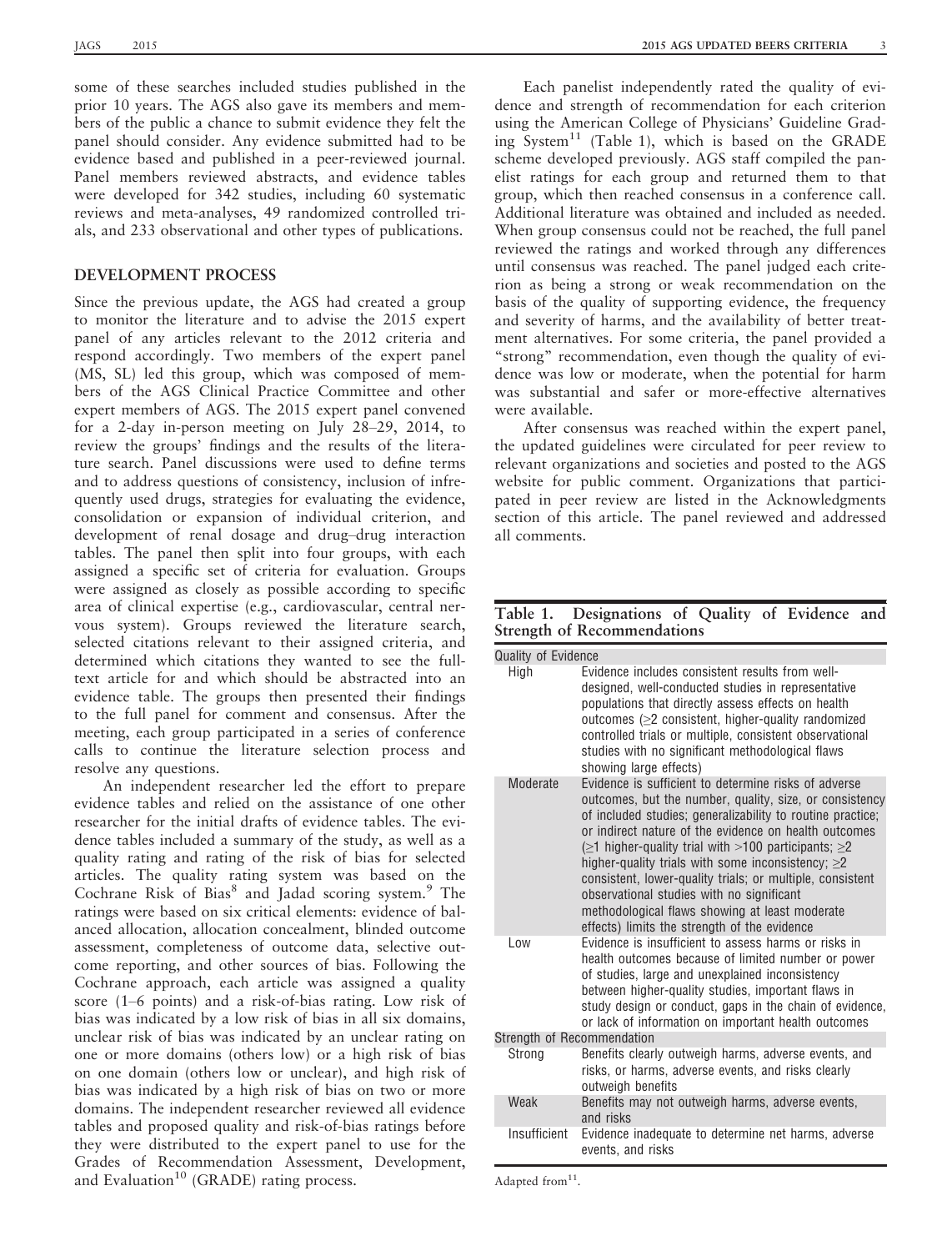some of these searches included studies published in the prior 10 years. The AGS also gave its members and members of the public a chance to submit evidence they felt the panel should consider. Any evidence submitted had to be evidence based and published in a peer-reviewed journal. Panel members reviewed abstracts, and evidence tables were developed for 342 studies, including 60 systematic reviews and meta-analyses, 49 randomized controlled trials, and 233 observational and other types of publications.

## DEVELOPMENT PROCESS

Since the previous update, the AGS had created a group to monitor the literature and to advise the 2015 expert panel of any articles relevant to the 2012 criteria and respond accordingly. Two members of the expert panel (MS, SL) led this group, which was composed of members of the AGS Clinical Practice Committee and other expert members of AGS. The 2015 expert panel convened for a 2-day in-person meeting on July 28–29, 2014, to review the groups' findings and the results of the literature search. Panel discussions were used to define terms and to address questions of consistency, inclusion of infrequently used drugs, strategies for evaluating the evidence, consolidation or expansion of individual criterion, and development of renal dosage and drug–drug interaction tables. The panel then split into four groups, with each assigned a specific set of criteria for evaluation. Groups were assigned as closely as possible according to specific area of clinical expertise (e.g., cardiovascular, central nervous system). Groups reviewed the literature search, selected citations relevant to their assigned criteria, and determined which citations they wanted to see the full-text article for and which should be abstracted into an evidence table. The groups then presented their findings to the full panel for comment and consensus. After the meeting, each group participated in a series of conference calls to continue the literature selection process and resolve any questions.

An independent researcher led the effort to prepare evidence tables and relied on the assistance of one other researcher for the initial drafts of evidence tables. The evidence tables included a summary of the study, as well as a quality rating and rating of the risk of bias for selected articles. The quality rating system was based on the Cochrane Risk of Bias[8] and Jadad scoring system.[9] The ratings were based on six critical elements: evidence of balanced allocation, allocation concealment, blinded outcome assessment, completeness of outcome data, selective outcome reporting, and other sources of bias. Following the Cochrane approach, each article was assigned a quality score (1–6 points) and a risk-of-bias rating. Low risk of bias was indicated by a low risk of bias in all six domains, unclear risk of bias was indicated by an unclear rating on one or more domains (others low) or a high risk of bias on one domain (others low or unclear), and high risk of bias was indicated by a high risk of bias on two or more domains. The independent researcher reviewed all evidence tables and proposed quality and risk-of-bias ratings before they were distributed to the expert panel to use for the Grades of Recommendation Assessment, Development, and Evaluation[10] (GRADE) rating process.

Each panelist independently rated the quality of evidence and strength of recommendation for each criterion using the American College of Physicians' Guideline Grading System[11] (Table 1), which is based on the GRADE scheme developed previously. AGS staff compiled the panelist ratings for each group and returned them to that group, which then reached consensus in a conference call. Additional literature was obtained and included as needed. When group consensus could not be reached, the full panel reviewed the ratings and worked through any differences until consensus was reached. The panel judged each criterion as being a strong or weak recommendation on the basis of the quality of supporting evidence, the frequency and severity of harms, and the availability of better treatment alternatives. For some criteria, the panel provided a "strong" recommendation, even though the quality of evidence was low or moderate, when the potential for harm was substantial and safer or more-effective alternatives were available.

After consensus was reached within the expert panel, the updated guidelines were circulated for peer review to relevant organizations and societies and posted to the AGS website for public comment. Organizations that participated in peer review are listed in the Acknowledgments section of this article. The panel reviewed and addressed all comments.

**Table 1. Designations of Quality of Evidence and Strength of Recommendations**

| | |
|---|---|
| **Quality of Evidence** | |
| High | Evidence includes consistent results from well-designed, well-conducted studies in representative populations that directly assess effects on health outcomes (≥2 consistent, higher-quality randomized controlled trials or multiple, consistent observational studies with no significant methodological flaws showing large effects) |
| Moderate | Evidence is sufficient to determine risks of adverse outcomes, but the number, quality, size, or consistency of included studies; generalizability to routine practice; or indirect nature of the evidence on health outcomes (≥1 higher-quality trial with >100 participants; ≥2 higher-quality trials with some inconsistency; ≥2 consistent, lower-quality trials; or multiple, consistent observational studies with no significant methodological flaws showing at least moderate effects) limits the strength of the evidence |
| Low | Evidence is insufficient to assess harms or risks in health outcomes because of limited number or power of studies, large and unexplained inconsistency between higher-quality studies, important flaws in study design or conduct, gaps in the chain of evidence, or lack of information on important health outcomes |
| **Strength of Recommendation** | |
| Strong | Benefits clearly outweigh harms, adverse events, and risks, or harms, adverse events, and risks clearly outweigh benefits |
| Weak | Benefits may not outweigh harms, adverse events, and risks |
| Insufficient | Evidence inadequate to determine net harms, adverse events, and risks |

Adapted from[11].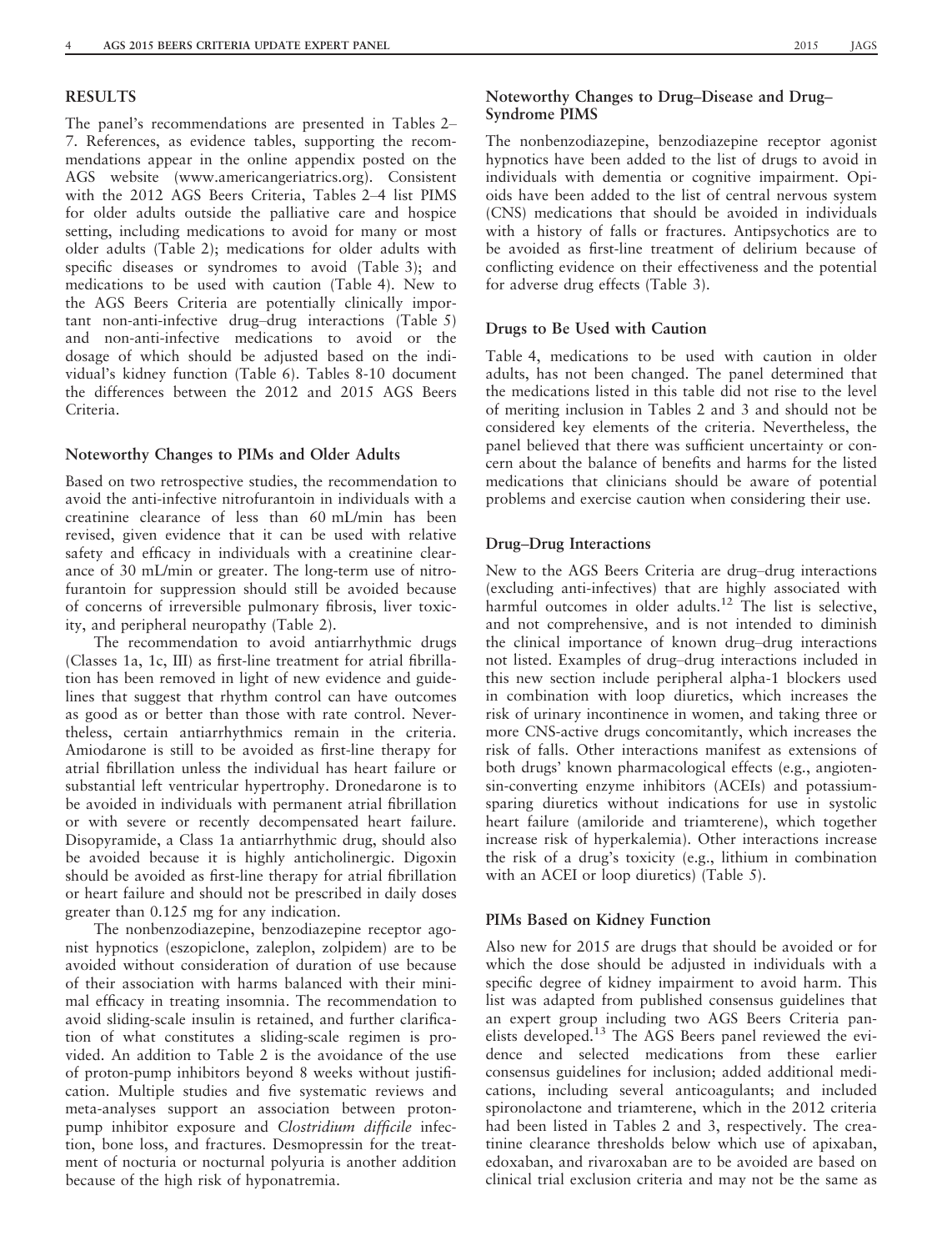## RESULTS

The panel's recommendations are presented in Tables 2–7. References, as evidence tables, supporting the recommendations appear in the online appendix posted on the AGS website (www.americangeriatrics.org). Consistent with the 2012 AGS Beers Criteria, Tables 2–4 list PIMS for older adults outside the palliative care and hospice setting, including medications to avoid for many or most older adults (Table 2); medications for older adults with specific diseases or syndromes to avoid (Table 3); and medications to be used with caution (Table 4). New to the AGS Beers Criteria are potentially clinically important non-anti-infective drug–drug interactions (Table 5) and non-anti-infective medications to avoid or the dosage of which should be adjusted based on the individual's kidney function (Table 6). Tables 8-10 document the differences between the 2012 and 2015 AGS Beers Criteria.

### Noteworthy Changes to PIMs and Older Adults

Based on two retrospective studies, the recommendation to avoid the anti-infective nitrofurantoin in individuals with a creatinine clearance of less than 60 mL/min has been revised, given evidence that it can be used with relative safety and efficacy in individuals with a creatinine clearance of 30 mL/min or greater. The long-term use of nitrofurantoin for suppression should still be avoided because of concerns of irreversible pulmonary fibrosis, liver toxicity, and peripheral neuropathy (Table 2).

The recommendation to avoid antiarrhythmic drugs (Classes 1a, 1c, III) as first-line treatment for atrial fibrillation has been removed in light of new evidence and guidelines that suggest that rhythm control can have outcomes as good as or better than those with rate control. Nevertheless, certain antiarrhythmics remain in the criteria. Amiodarone is still to be avoided as first-line therapy for atrial fibrillation unless the individual has heart failure or substantial left ventricular hypertrophy. Dronedarone is to be avoided in individuals with permanent atrial fibrillation or with severe or recently decompensated heart failure. Disopyramide, a Class 1a antiarrhythmic drug, should also be avoided because it is highly anticholinergic. Digoxin should be avoided as first-line therapy for atrial fibrillation or heart failure and should not be prescribed in daily doses greater than 0.125 mg for any indication.

The nonbenzodiazepine, benzodiazepine receptor agonist hypnotics (eszopiclone, zaleplon, zolpidem) are to be avoided without consideration of duration of use because of their association with harms balanced with their minimal efficacy in treating insomnia. The recommendation to avoid sliding-scale insulin is retained, and further clarification of what constitutes a sliding-scale regimen is provided. An addition to Table 2 is the avoidance of the use of proton-pump inhibitors beyond 8 weeks without justification. Multiple studies and five systematic reviews and meta-analyses support an association between proton-pump inhibitor exposure and *Clostridium difficile* infection, bone loss, and fractures. Desmopressin for the treatment of nocturia or nocturnal polyuria is another addition because of the high risk of hyponatremia.

### Noteworthy Changes to Drug–Disease and Drug–Syndrome PIMS

The nonbenzodiazepine, benzodiazepine receptor agonist hypnotics have been added to the list of drugs to avoid in individuals with dementia or cognitive impairment. Opioids have been added to the list of central nervous system (CNS) medications that should be avoided in individuals with a history of falls or fractures. Antipsychotics are to be avoided as first-line treatment of delirium because of conflicting evidence on their effectiveness and the potential for adverse drug effects (Table 3).

### Drugs to Be Used with Caution

Table 4, medications to be used with caution in older adults, has not been changed. The panel determined that the medications listed in this table did not rise to the level of meriting inclusion in Tables 2 and 3 and should not be considered key elements of the criteria. Nevertheless, the panel believed that there was sufficient uncertainty or concern about the balance of benefits and harms for the listed medications that clinicians should be aware of potential problems and exercise caution when considering their use.

### Drug–Drug Interactions

New to the AGS Beers Criteria are drug–drug interactions (excluding anti-infectives) that are highly associated with harmful outcomes in older adults.[12] The list is selective, and not comprehensive, and is not intended to diminish the clinical importance of known drug–drug interactions not listed. Examples of drug–drug interactions included in this new section include peripheral alpha-1 blockers used in combination with loop diuretics, which increases the risk of urinary incontinence in women, and taking three or more CNS-active drugs concomitantly, which increases the risk of falls. Other interactions manifest as extensions of both drugs' known pharmacological effects (e.g., angiotensin-converting enzyme inhibitors (ACEIs) and potassium-sparing diuretics without indications for use in systolic heart failure (amiloride and triamterene), which together increase risk of hyperkalemia). Other interactions increase the risk of a drug's toxicity (e.g., lithium in combination with an ACEI or loop diuretics) (Table 5).

### PIMs Based on Kidney Function

Also new for 2015 are drugs that should be avoided or for which the dose should be adjusted in individuals with a specific degree of kidney impairment to avoid harm. This list was adapted from published consensus guidelines that an expert group including two AGS Beers Criteria panelists developed.[13] The AGS Beers panel reviewed the evidence and selected medications from these earlier consensus guidelines for inclusion; added additional medications, including several anticoagulants; and included spironolactone and triamterene, which in the 2012 criteria had been listed in Tables 2 and 3, respectively. The creatinine clearance thresholds below which use of apixaban, edoxaban, and rivaroxaban are to be avoided are based on clinical trial exclusion criteria and may not be the same as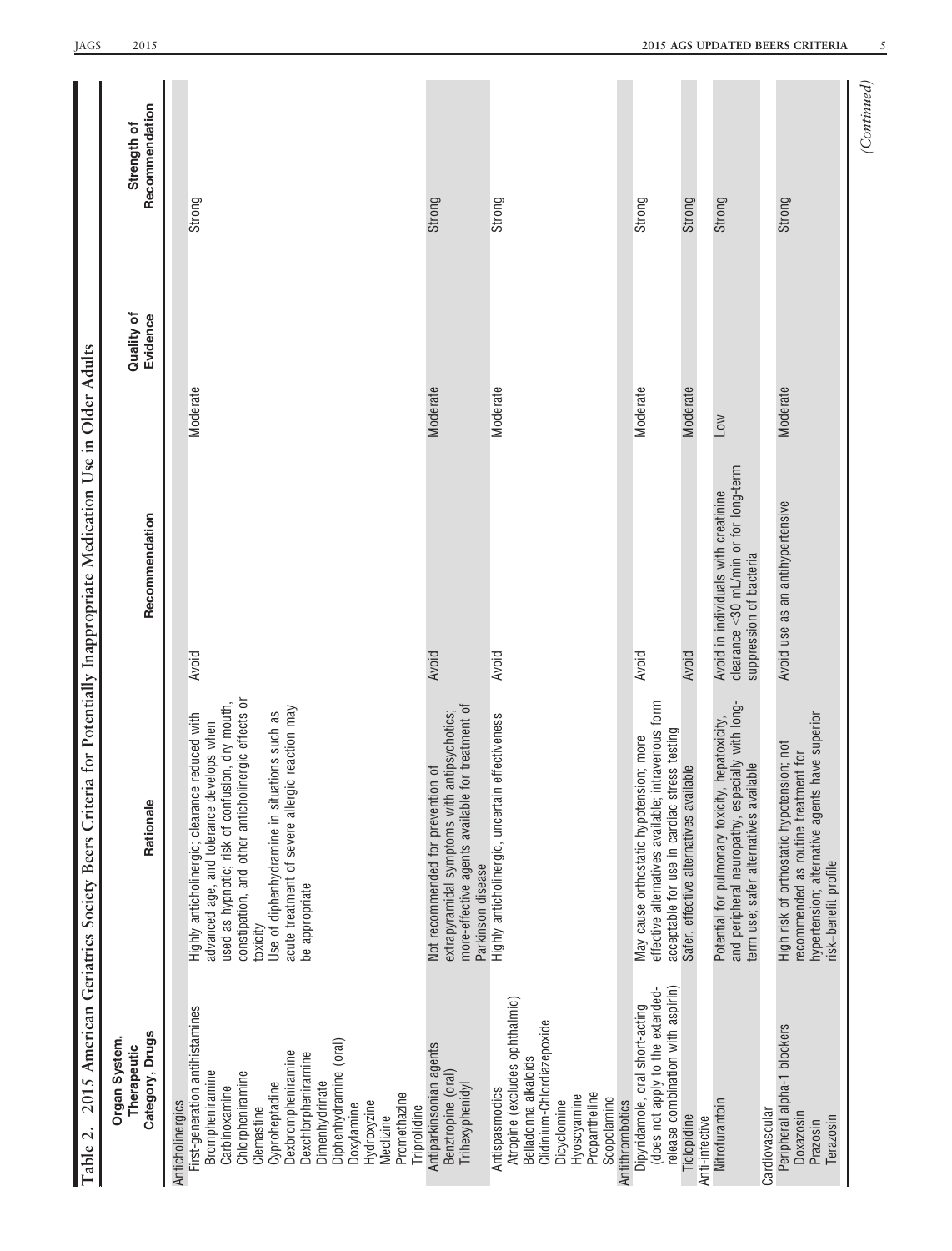Table 2. 2015 American Geriatrics Society Beers Criteria for Potentially Inappropriate Medication Use in Older Adults

| Organ System, Therapeutic Category, Drugs | Rationale | Recommendation | Quality of Evidence | Strength of Recommendation |
|---|---|---|---|---|
| **Anticholinergics** | | | | |
| First-generation antihistamines<br>Brompheniramine<br>Carbinoxamine<br>Chlorpheniramine<br>Clemastine<br>Cyproheptadine<br>Dexbrompheniramine<br>Dexchlorpheniramine<br>Dimenhydrinate<br>Diphenhydramine (oral)<br>Doxylamine<br>Hydroxyzine<br>Meclizine<br>Promethazine<br>Triprolidine | Highly anticholinergic; clearance reduced with advanced age, and tolerance develops when used as hypnotic; risk of confusion, dry mouth, constipation, and other anticholinergic effects or toxicity<br>Use of diphenhydramine in situations such as acute treatment of severe allergic reaction may be appropriate | Avoid | Moderate | Strong |
| Antiparkinsonian agents<br>Benztropine (oral)<br>Trihexyphenidyl | Not recommended for prevention of extrapyramidal symptoms with antipsychotics; more-effective agents available for treatment of Parkinson disease | Avoid | Moderate | Strong |
| Antispasmodics<br>Atropine (excludes ophthalmic)<br>Belladonna alkaloids<br>Clidinium-Chlordiazepoxide<br>Dicyclomine<br>Hyoscyamine<br>Propantheline<br>Scopolamine | Highly anticholinergic, uncertain effectiveness | Avoid | Moderate | Strong |
| **Antithrombotics** | | | | |
| Dipyridamole, oral short-acting (does not apply to the extended-release combination with aspirin) | May cause orthostatic hypotension; more effective alternatives available; intravenous form acceptable for use in cardiac stress testing | Avoid | Moderate | Strong |
| Ticlopidine | Safer, effective alternatives available | Avoid | Moderate | Strong |
| **Anti-infective** | | | | |
| Nitrofurantoin | Potential for pulmonary toxicity, hepatoxicity, and peripheral neuropathy, especially with long-term use; safer alternatives available | Avoid in individuals with creatinine clearance <30 mL/min or for long-term suppression of bacteria | Low | Strong |
| **Cardiovascular** | | | | |
| Peripheral alpha-1 blockers<br>Doxazosin<br>Prazosin<br>Terazosin | High risk of orthostatic hypotension; not recommended as routine treatment for hypertension; alternative agents have superior risk–benefit profile | Avoid use as an antihypertensive | Moderate | Strong |

*(Continued)*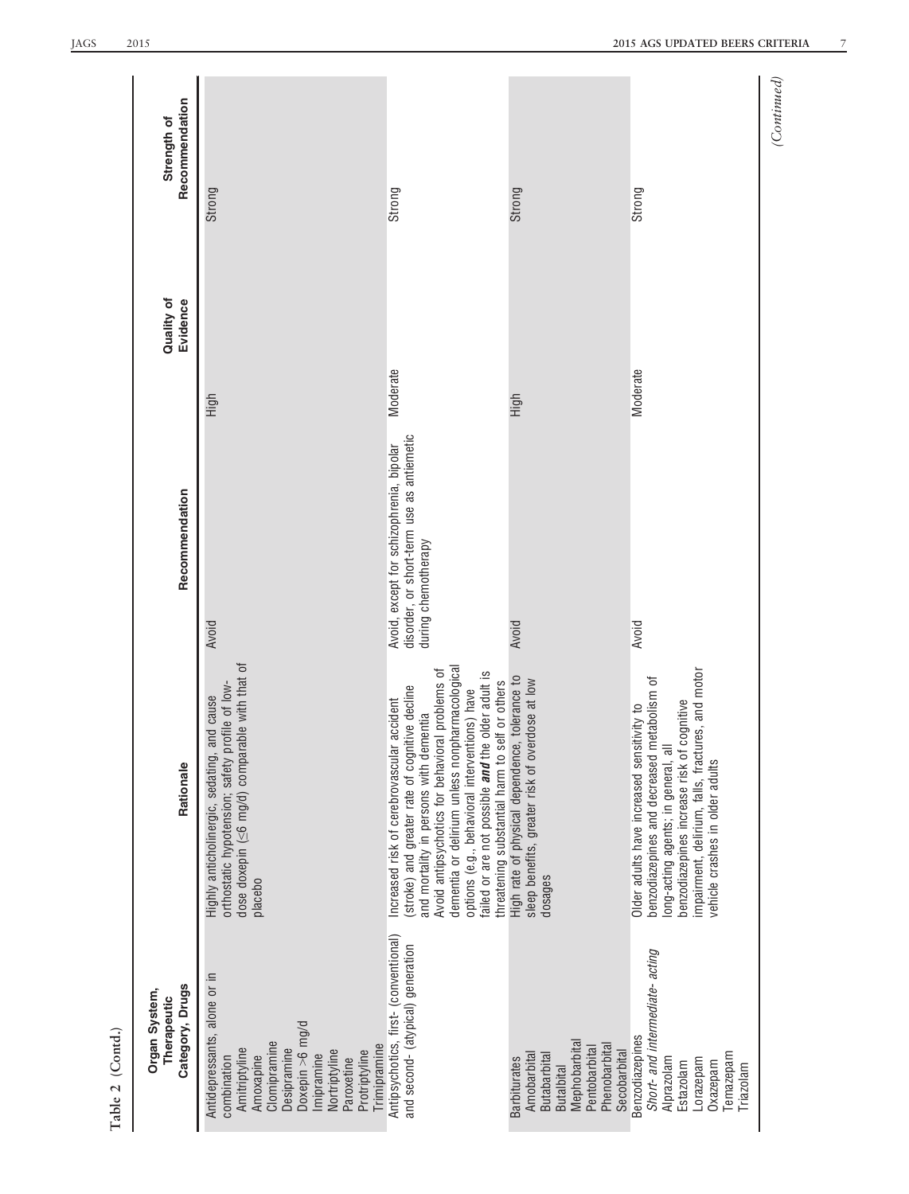Table 2 (Contd.)

| Organ System, Therapeutic Category, Drugs | Rationale | Recommendation | Quality of Evidence | Strength of Recommendation |
|---|---|---|---|---|
| Antidepressants, alone or in combination<br>Amitriptyline<br>Amoxapine<br>Clomipramine<br>Desipramine<br>Doxepin >6 mg/d<br>Imipramine<br>Nortriptyline<br>Paroxetine<br>Protriptyline<br>Trimipramine | Highly anticholinergic, sedating, and cause orthostatic hypotension; safety profile of low-dose doxepin (≤6 mg/d) comparable with that of placebo | Avoid | High | Strong |
| Antipsychotics, first- (conventional) and second- (atypical) generation | Increased risk of cerebrovascular accident (stroke) and greater rate of cognitive decline and mortality in persons with dementia<br>Avoid antipsychotics for behavioral problems of dementia or delirium unless nonpharmacological options (e.g., behavioral interventions) have failed or are not possible ***and*** the older adult is threatening substantial harm to self or others | Avoid, except for schizophrenia, bipolar disorder, or short-term use as antiemetic during chemotherapy | Moderate | Strong |
| Barbiturates<br>Amobarbital<br>Butabarbital<br>Butalbital<br>Mephobarbital<br>Pentobarbital<br>Phenobarbital<br>Secobarbital | High rate of physical dependence, tolerance to sleep benefits, greater risk of overdose at low dosages | Avoid | High | Strong |
| Benzodiazepines<br>*Short- and intermediate- acting*<br>Alprazolam<br>Estazolam<br>Lorazepam<br>Oxazepam<br>Temazepam<br>Triazolam | Older adults have increased sensitivity to benzodiazepines and decreased metabolism of long-acting agents; in general, all benzodiazepines increase risk of cognitive impairment, delirium, falls, fractures, and motor vehicle crashes in older adults | Avoid | Moderate | Strong |

*(Continued)*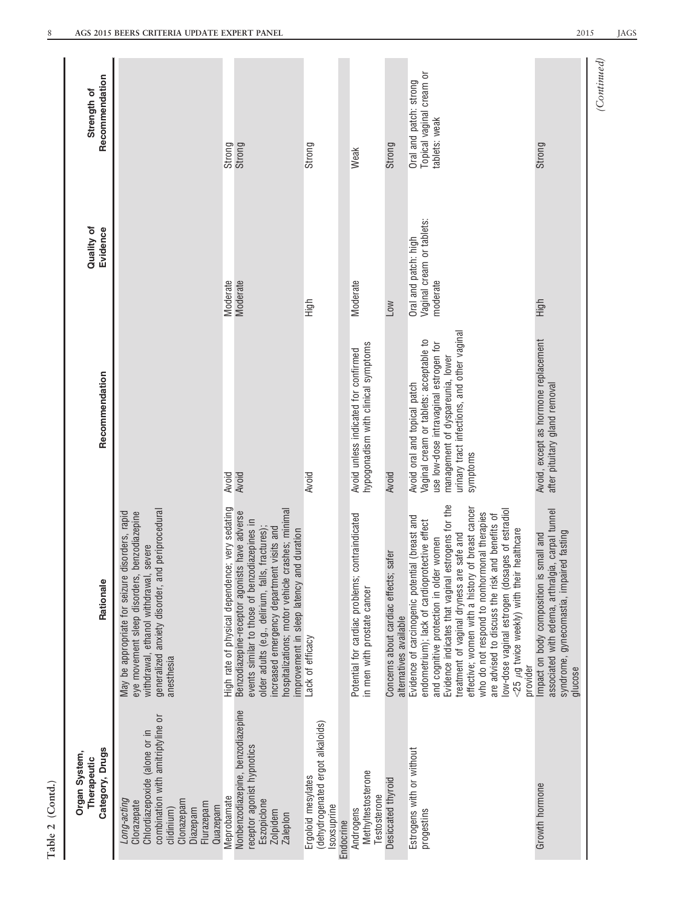Table 2 (Contd.)

| Organ System, Therapeutic Category, Drugs | Rationale | Recommendation | Quality of Evidence | Strength of Recommendation |
|---|---|---|---|---|
| *Long-acting*<br>Clorazepate<br>Chlordiazepoxide (alone or in combination with amitriptyline or clidinium)<br>Clonazepam<br>Diazepam<br>Flurazepam<br>Quazepam | May be appropriate for seizure disorders, rapid eye movement sleep disorders, benzodiazepine withdrawal, ethanol withdrawal, severe generalized anxiety disorder, and periprocedural anesthesia | | | |
| Meprobamate | High rate of physical dependence; very sedating | Avoid | Moderate | Strong |
| Nonbenzodiazepine, benzodiazepine receptor agonist hypnotics<br>Eszopiclone<br>Zolpidem<br>Zaleplon | Benzodiazepine-receptor agonists have adverse events similar to those of benzodiazepines in older adults (e.g., delirium, falls, fractures); increased emergency department visits and hospitalizations; motor vehicle crashes; minimal improvement in sleep latency and duration | Avoid | Moderate | Strong |
| Ergoloid mesylates (dehydrogenated ergot alkaloids)<br>Isoxsuprine | Lack of efficacy | Avoid | High | Strong |
| Endocrine | | | | |
| Androgens<br>Methyltestosterone<br>Testosterone | Potential for cardiac problems; contraindicated in men with prostate cancer | Avoid unless indicated for confirmed hypogonadism with clinical symptoms | Moderate | Weak |
| Desiccated thyroid | Concerns about cardiac effects; safer alternatives available | Avoid | Low | Strong |
| Estrogens with or without progestins | Evidence of carcinogenic potential (breast and endometrium); lack of cardioprotective effect and cognitive protection in older women<br>Evidence indicates that vaginal estrogens for the treatment of vaginal dryness are safe and effective; women with a history of breast cancer who do not respond to nonhormonal therapies are advised to discuss the risk and benefits of low-dose vaginal estrogen (dosages of estradiol <25 μg twice weekly) with their healthcare provider | Avoid oral and topical patch<br>Vaginal cream or tablets: acceptable to use low-dose intravaginal estrogen for management of dyspareunia, lower urinary tract infections, and other vaginal symptoms | Oral and patch: high<br>Vaginal cream or tablets: moderate | Oral and patch: strong<br>Topical vaginal cream or tablets: weak |
| Growth hormone | Impact on body composition is small and associated with edema, arthralgia, carpal tunnel syndrome, gynecomastia, impaired fasting glucose | Avoid, except as hormone replacement after pituitary gland removal | High | Strong |

*(Continued)*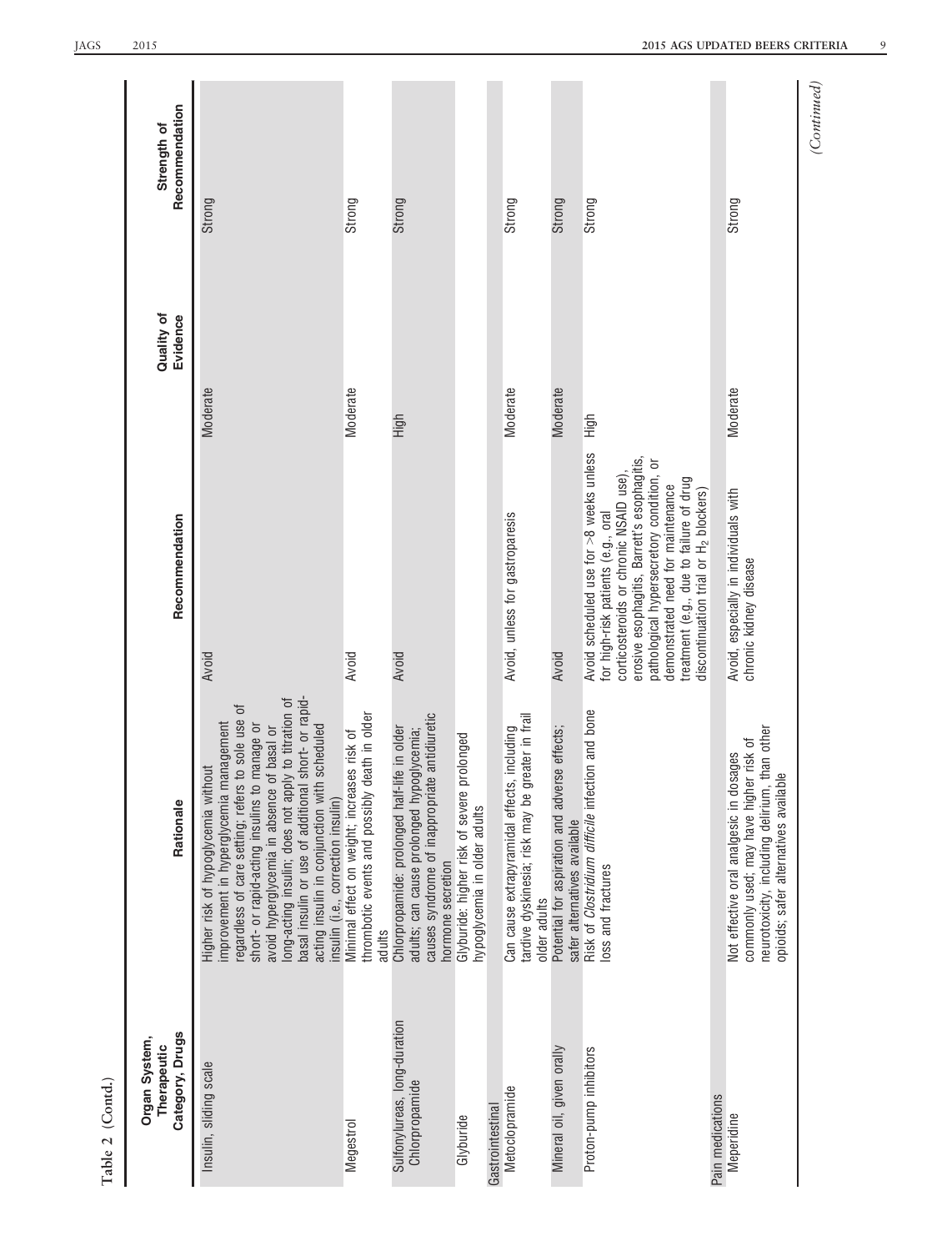Table 2 (Contd.)

| Organ System, Therapeutic Category, Drugs | Rationale | Recommendation | Quality of Evidence | Strength of Recommendation |
|---|---|---|---|---|
| Insulin, sliding scale | Higher risk of hypoglycemia without improvement in hyperglycemia management regardless of care setting; refers to sole use of short- or rapid-acting insulins to manage or avoid hyperglycemia in absence of basal or long-acting insulin; does not apply to titration of basal insulin or use of additional short- or rapid-acting insulin in conjunction with scheduled insulin (i.e., correction insulin) | Avoid | Moderate | Strong |
| Megestrol | Minimal effect on weight; increases risk of thrombotic events and possibly death in older adults | Avoid | Moderate | Strong |
| Sulfonylureas, long-duration Chlorpropamide | Chlorpropamide: prolonged half-life in older adults; can cause prolonged hypoglycemia; causes syndrome of inappropriate antidiuretic hormone secretion | Avoid | High | Strong |
| Glyburide | Glyburide: higher risk of severe prolonged hypoglycemia in older adults | | | |
| Gastrointestinal | | | | |
| Metoclopramide | Can cause extrapyramidal effects, including tardive dyskinesia; risk may be greater in frail older adults | Avoid, unless for gastroparesis | Moderate | Strong |
| Mineral oil, given orally | Potential for aspiration and adverse effects; safer alternatives available | Avoid | Moderate | Strong |
| Proton-pump inhibitors | Risk of *Clostridium difficile* infection and bone loss and fractures | Avoid scheduled use for >8 weeks unless for high-risk patients (e.g., oral corticosteroids or chronic NSAID use), erosive esophagitis, Barrett's esophagitis, pathological hypersecretory condition, or demonstrated need for maintenance treatment (e.g., due to failure of drug discontinuation trial or $H_2$ blockers) | High | Strong |
| Pain medications | | | | |
| Meperidine | Not effective oral analgesic in dosages commonly used; may have higher risk of neurotoxicity, including delirium, than other opioids; safer alternatives available | Avoid, especially in individuals with chronic kidney disease | Moderate | Strong |

*(Continued)*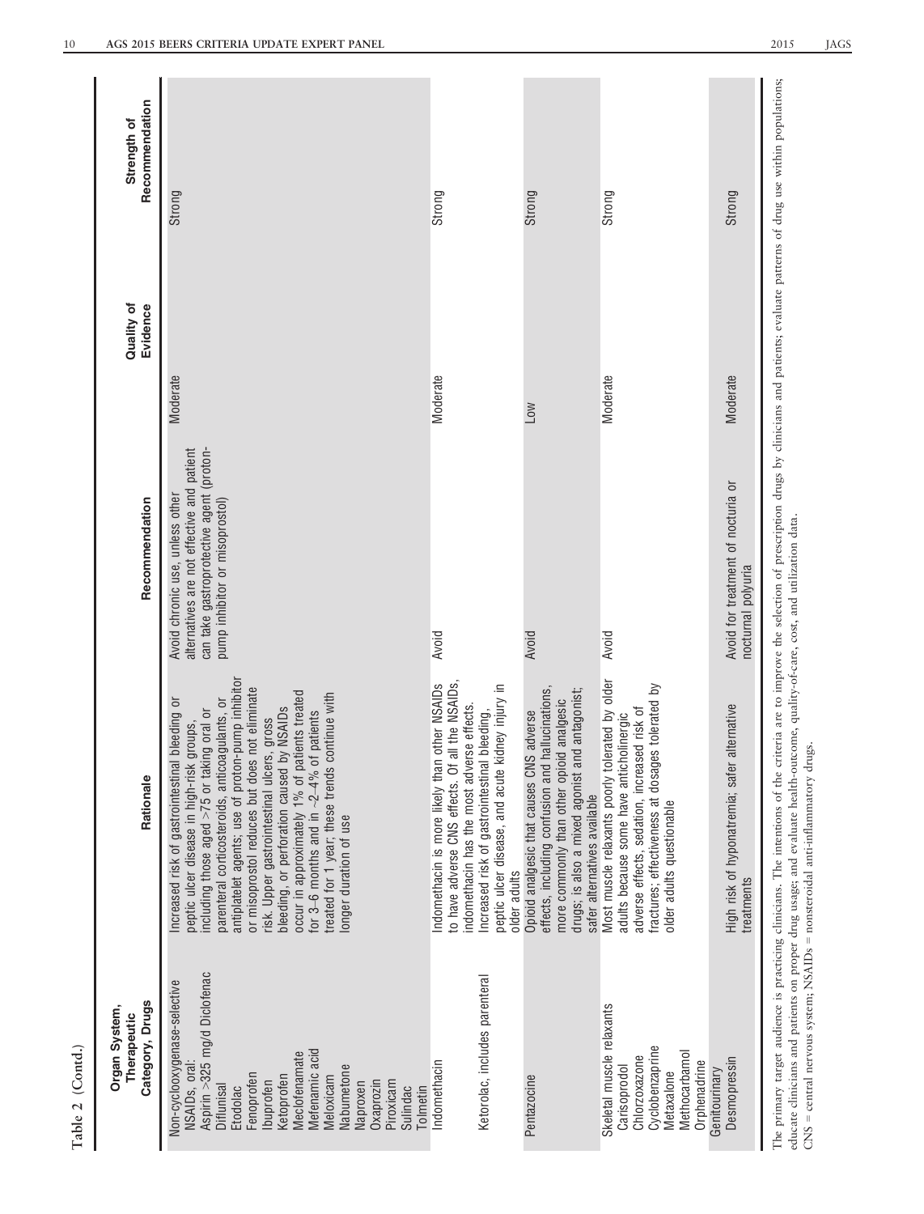Table 2 (Contd.)

| Organ System, Therapeutic Category, Drugs | Rationale | Recommendation | Quality of Evidence | Strength of Recommendation |
|---|---|---|---|---|
| Non-cyclooxygenase-selective NSAIDs, oral:<br>Aspirin >325 mg/d Diclofenac<br>Diflunisal<br>Etodolac<br>Fenoprofen<br>Ibuprofen<br>Ketoprofen<br>Meclofenamate<br>Mefenamic acid<br>Meloxicam<br>Nabumetone<br>Naproxen<br>Oxaprozin<br>Piroxicam<br>Sulindac<br>Tolmetin | Increased risk of gastrointestinal bleeding or peptic ulcer disease in high-risk groups, including those aged >75 or taking oral or parenteral corticosteroids, anticoagulants, or antiplatelet agents; use of proton-pump inhibitor or misoprostol reduces but does not eliminate risk. Upper gastrointestinal ulcers, gross bleeding, or perforation caused by NSAIDs occur in approximately 1% of patients treated for 3–6 months and in ~2–4% of patients treated for 1 year; these trends continue with longer duration of use | Avoid chronic use, unless other alternatives are not effective and patient can take gastroprotective agent (proton-pump inhibitor or misoprostol) | Moderate | Strong |
| Indomethacin<br><br>Ketorolac, includes parenteral | Indomethacin is more likely than other NSAIDs to have adverse CNS effects. Of all the NSAIDs, indomethacin has the most adverse effects.<br>Increased risk of gastrointestinal bleeding, peptic ulcer disease, and acute kidney injury in older adults | Avoid | Moderate | Strong |
| Pentazocine | Opioid analgesic that causes CNS adverse effects, including confusion and hallucinations, more commonly than other opioid analgesic drugs; is also a mixed agonist and antagonist; safer alternatives available | Avoid | Low | Strong |
| Skeletal muscle relaxants<br>Carisoprodol<br>Chlorzoxazone<br>Cyclobenzaprine<br>Metaxalone<br>Methocarbamol<br>Orphenadrine | Most muscle relaxants poorly tolerated by older adults because some have anticholinergic adverse effects, sedation, increased risk of fractures; effectiveness at dosages tolerated by older adults questionable | Avoid | Moderate | Strong |
| Genitourinary<br>Desmopressin | High risk of hyponatremia; safer alternative treatments | Avoid for treatment of nocturia or nocturnal polyuria | Moderate | Strong |

The primary target audience is practicing clinicians. The intentions of the criteria are to improve the selection of prescription drugs by clinicians and patients; evaluate patterns of drug use within populations; educate clinicians and patients on proper drug usage; and evaluate health-outcome, quality-of-care, cost, and utilization data.

CNS = central nervous system; NSAIDs = nonsteroidal anti-inflammatory drugs.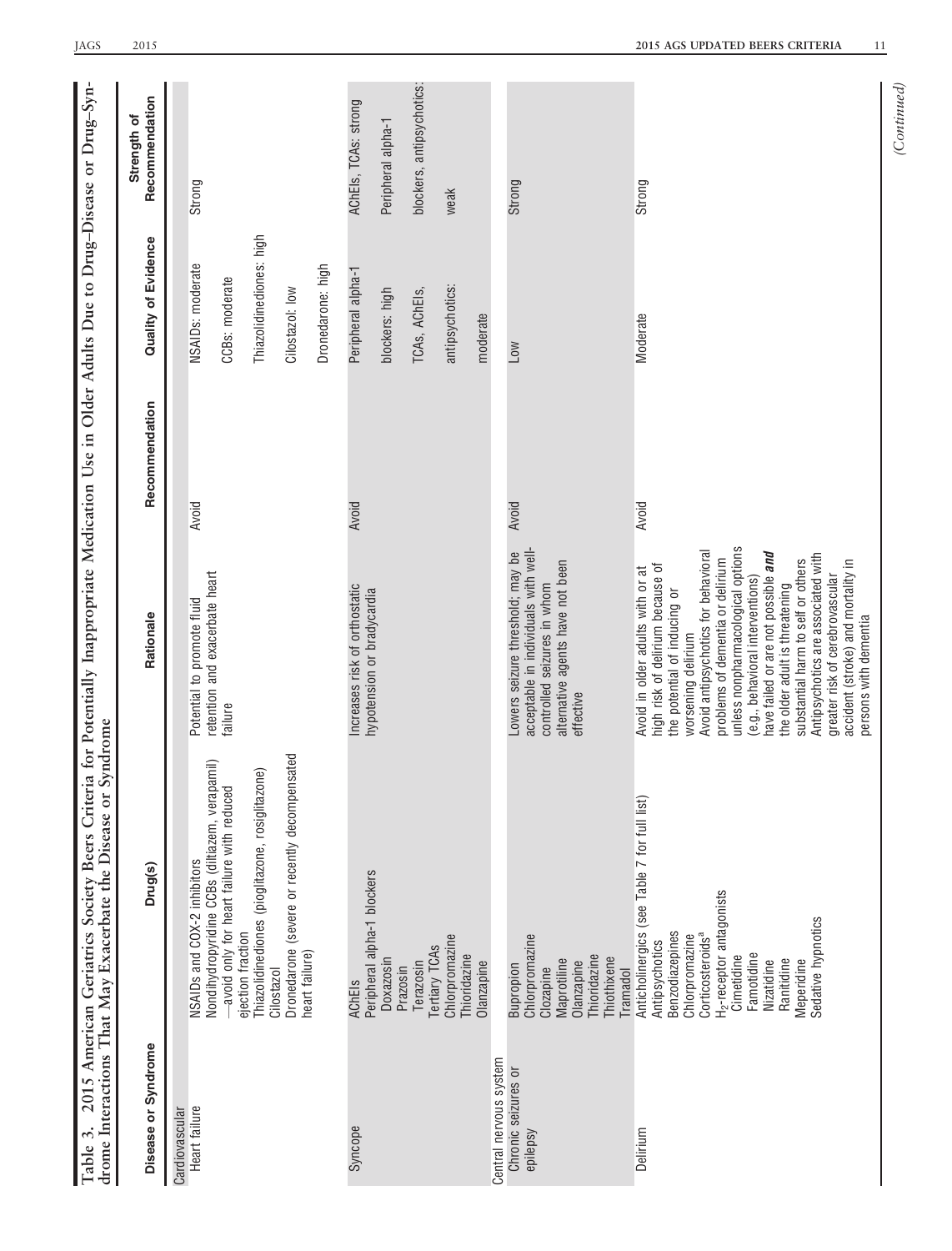Table 3. 2015 American Geriatrics Society Beers Criteria for Potentially Inappropriate Medication Use in Older Adults Due to Drug–Disease or Drug–Syndrome Interactions That May Exacerbate the Disease or Syndrome

| Disease or Syndrome | Drug(s) | Rationale | Recommendation | Quality of Evidence | Strength of Recommendation |
|---|---|---|---|---|---|
| Cardiovascular | | | | | |
| Heart failure | NSAIDs and COX-2 inhibitors<br>Nondihydropyridine CCBs (diltiazem, verapamil)—avoid only for heart failure with reduced ejection fraction<br>Thiazolidinediones (pioglitazone, rosiglitazone)<br>Cilostazol<br>Dronedarone (severe or recently decompensated heart failure) | Potential to promote fluid retention and exacerbate heart failure | Avoid | NSAIDs: moderate<br>CCBs: moderate<br>Thiazolidinediones: high<br>Cilostazol: low<br>Dronedarone: high | Strong |
| Syncope | AChEIs<br>Peripheral alpha-1 blockers<br>Doxazosin<br>Prazosin<br>Terazosin<br>Tertiary TCAs<br>Chlorpromazine<br>Thioridazine<br>Olanzapine | Increases risk of orthostatic hypotension or bradycardia | Avoid | Peripheral alpha-1 blockers: high<br>TCAs, AChEIs, antipsychotics: moderate | AChEIs, TCAs: strong<br>Peripheral alpha-1 blockers, antipsychotics: weak |
| Central nervous system | | | | | |
| Chronic seizures or epilepsy | Bupropion<br>Chlorpromazine<br>Clozapine<br>Maprotiline<br>Olanzapine<br>Thioridazine<br>Thiothixene<br>Tramadol | Lowers seizure threshold; may be acceptable in individuals with well-controlled seizures in whom alternative agents have not been effective | Avoid | Low | Strong |
| Delirium | Anticholinergics (see Table 7 for full list)<br>Antipsychotics<br>Benzodiazepines<br>Chlorpromazine<br>Corticosteroids[a]<br>$H_2$-receptor antagonists<br>Cimetidine<br>Famotidine<br>Nizatidine<br>Ranitidine<br>Meperidine<br>Sedative hypnotics | Avoid in older adults with or at high risk of delirium because of the potential of inducing or worsening delirium<br>Avoid antipsychotics for behavioral problems of dementia or delirium unless nonpharmacological options (e.g., behavioral interventions) have failed or are not possible ***and*** the older adult is threatening substantial harm to self or others<br>Antipsychotics are associated with greater risk of cerebrovascular accident (stroke) and mortality in persons with dementia | Avoid | Moderate | Strong |

*(Continued)*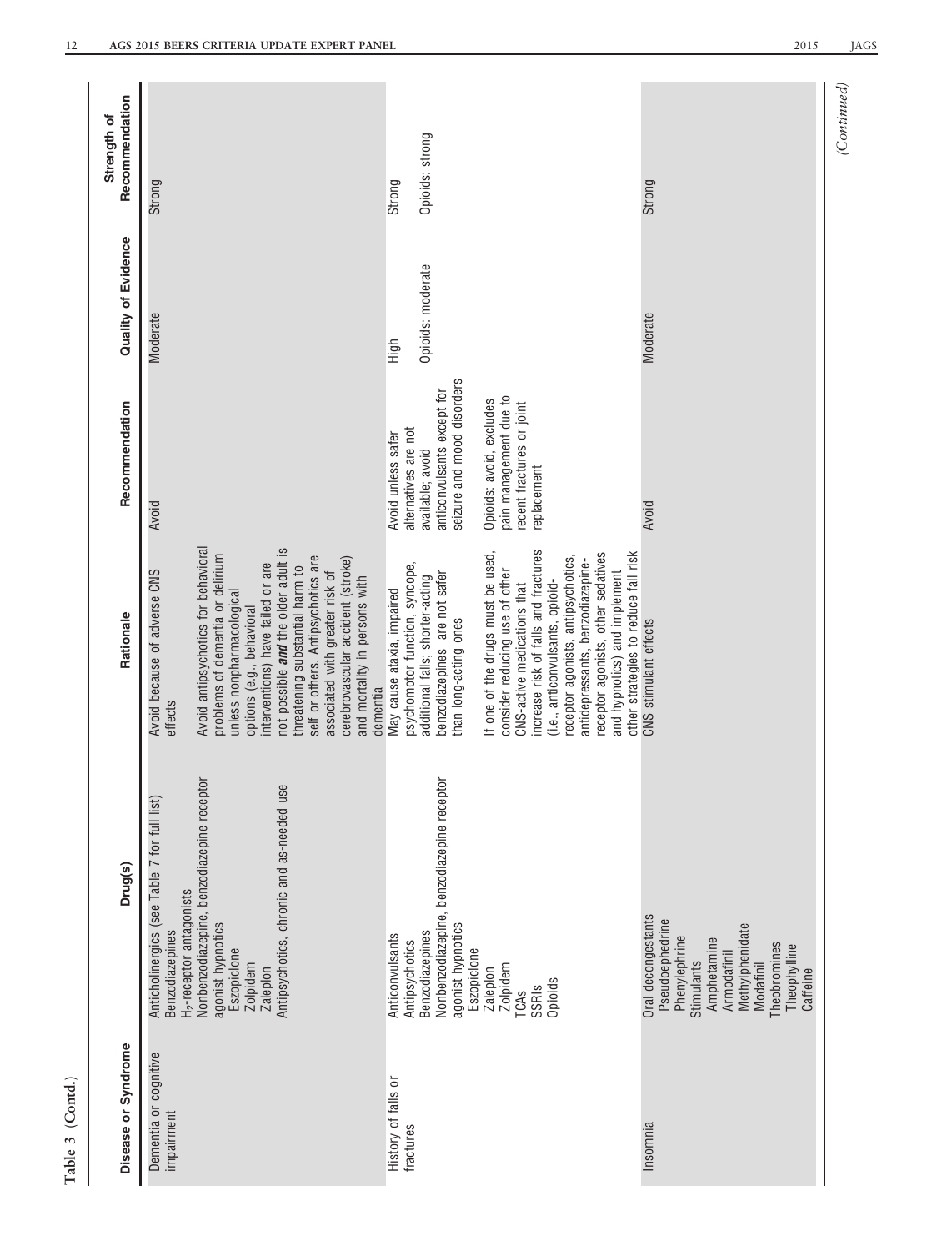**Table 3 (Contd.)**

| Disease or Syndrome | Drug(s) | Rationale | Recommendation | Quality of Evidence | Strength of Recommendation |
|---|---|---|---|---|---|
| Dementia or cognitive impairment | Anticholinergics (see Table 7 for full list)<br>Benzodiazepines<br>$H_2$-receptor antagonists<br>Nonbenzodiazepine, benzodiazepine receptor agonist hypnotics<br>Eszopiclone<br>Zolpidem<br>Zaleplon<br>Antipsychotics, chronic and as-needed use | Avoid because of adverse CNS effects<br><br>Avoid antipsychotics for behavioral problems of dementia or delirium unless nonpharmacological options (e.g., behavioral interventions) have failed or are not possible ***and*** the older adult is threatening substantial harm to self or others. Antipsychotics are associated with greater risk of cerebrovascular accident (stroke) and mortality in persons with dementia | Avoid | Moderate | Strong |
| History of falls or fractures | Anticonvulsants<br>Antipsychotics<br>Benzodiazepines<br>Nonbenzodiazepine, benzodiazepine receptor agonist hypnotics<br>Eszopiclone<br>Zaleplon<br>Zolpidem<br>TCAs<br>SSRIs<br>Opioids | May cause ataxia, impaired psychomotor function, syncope, additional falls; shorter-acting benzodiazepines are not safer than long-acting ones<br><br>If one of the drugs must be used, consider reducing use of other CNS-active medications that increase risk of falls and fractures (i.e., anticonvulsants, opioid-receptor agonists, antipsychotics, antidepressants, benzodiazepine-receptor agonists, other sedatives and hypnotics) and implement other strategies to reduce fall risk | Avoid unless safer alternatives are not available; avoid anticonvulsants except for seizure and mood disorders<br><br>Opioids: avoid, excludes pain management due to recent fractures or joint replacement | High<br><br>Opioids: moderate | Strong<br><br>Opioids: strong |
| Insomnia | Oral decongestants<br>Pseudoephedrine<br>Phenylephrine<br>Stimulants<br>Amphetamine<br>Armodafinil<br>Methylphenidate<br>Modafinil<br>Theobromines<br>Theophylline<br>Caffeine | CNS stimulant effects | Avoid | Moderate | Strong |

*(Continued)*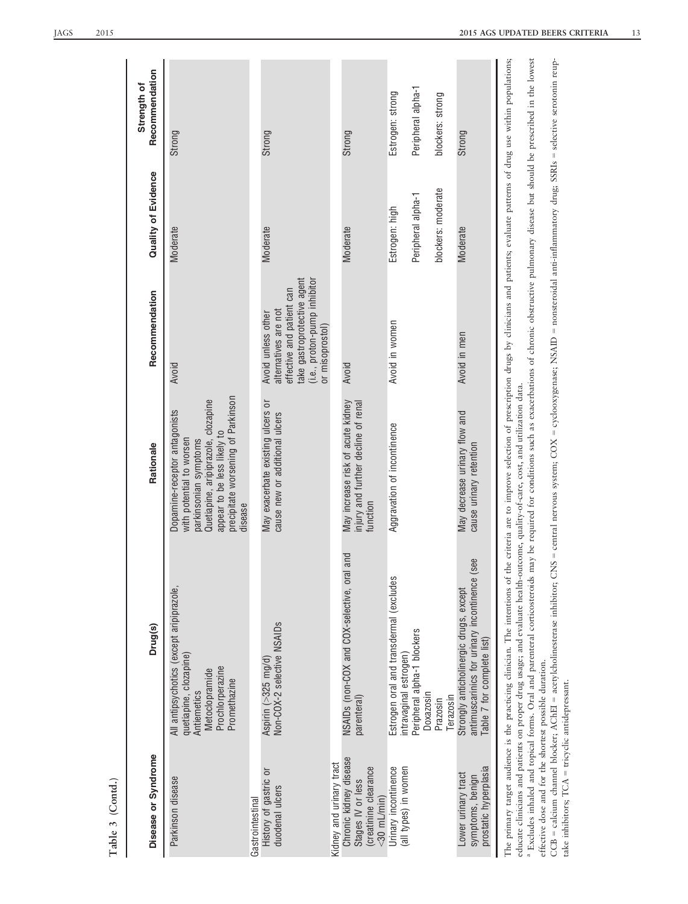Table 3 (Contd.)

| Disease or Syndrome | Drug(s) | Rationale | Recommendation | Quality of Evidence | Strength of Recommendation |
|---|---|---|---|---|---|
| Parkinson disease | All antipsychotics (except aripiprazole, quetiapine, clozapine)<br>Antiemetics<br>Metoclopramide<br>Prochlorperazine<br>Promethazine | Dopamine-receptor antagonists with potential to worsen parkinsonian symptoms<br>Quetiapine, aripiprazole, clozapine appear to be less likely to precipitate worsening of Parkinson disease | Avoid | Moderate | Strong |
| Gastrointestinal | | | | | |
| History of gastric or duodenal ulcers | Aspirin (>325 mg/d)<br>Non-COX-2 selective NSAIDs | May exacerbate existing ulcers or cause new or additional ulcers | Avoid unless other alternatives are not effective and patient can take gastroprotective agent (i.e., proton-pump inhibitor or misoprostol) | Moderate | Strong |
| Kidney and urinary tract | | | | | |
| Chronic kidney disease Stages IV or less (creatinine clearance <30 mL/min) | NSAIDs (non-COX and COX-selective, oral and parenteral) | May increase risk of acute kidney injury and further decline of renal function | Avoid | Moderate | Strong |
| Urinary incontinence (all types) in women | Estrogen oral and transdermal (excludes intravaginal estrogen)<br>Peripheral alpha-1 blockers<br>Doxazosin<br>Prazosin<br>Terazosin | Aggravation of incontinence | Avoid in women | Estrogen: high<br>Peripheral alpha-1 blockers: moderate | Estrogen: strong<br>Peripheral alpha-1 blockers: strong |
| Lower urinary tract symptoms, benign prostatic hyperplasia | Strongly anticholinergic drugs, except antimuscarinics for urinary incontinence (see Table 7 for complete list) | May decrease urinary flow and cause urinary retention | Avoid in men | Moderate | Strong |

The primary target audience is the practicing clinician. The intentions of the criteria are to improve selection of prescription drugs by clinicians and patients; evaluate patterns of drug use within populations; educate clinicians and patients on proper drug usage; and evaluate health-outcome, quality-of-care, cost, and utilization data.

[a] Excludes inhaled and topical forms. Oral and parenteral corticosteroids may be required for conditions such as exacerbations of chronic obstructive pulmonary disease but should be prescribed in the lowest effective dose and for the shortest possible duration.

CCB = calcium channel blocker; AChEI = acetylcholinesterase inhibitor; CNS = central nervous system; COX = cyclooxygenase; NSAID = nonsteroidal anti-inflammatory drug; SSRIs = selective serotonin reuptake inhibitors; TCA = tricyclic antidepressant.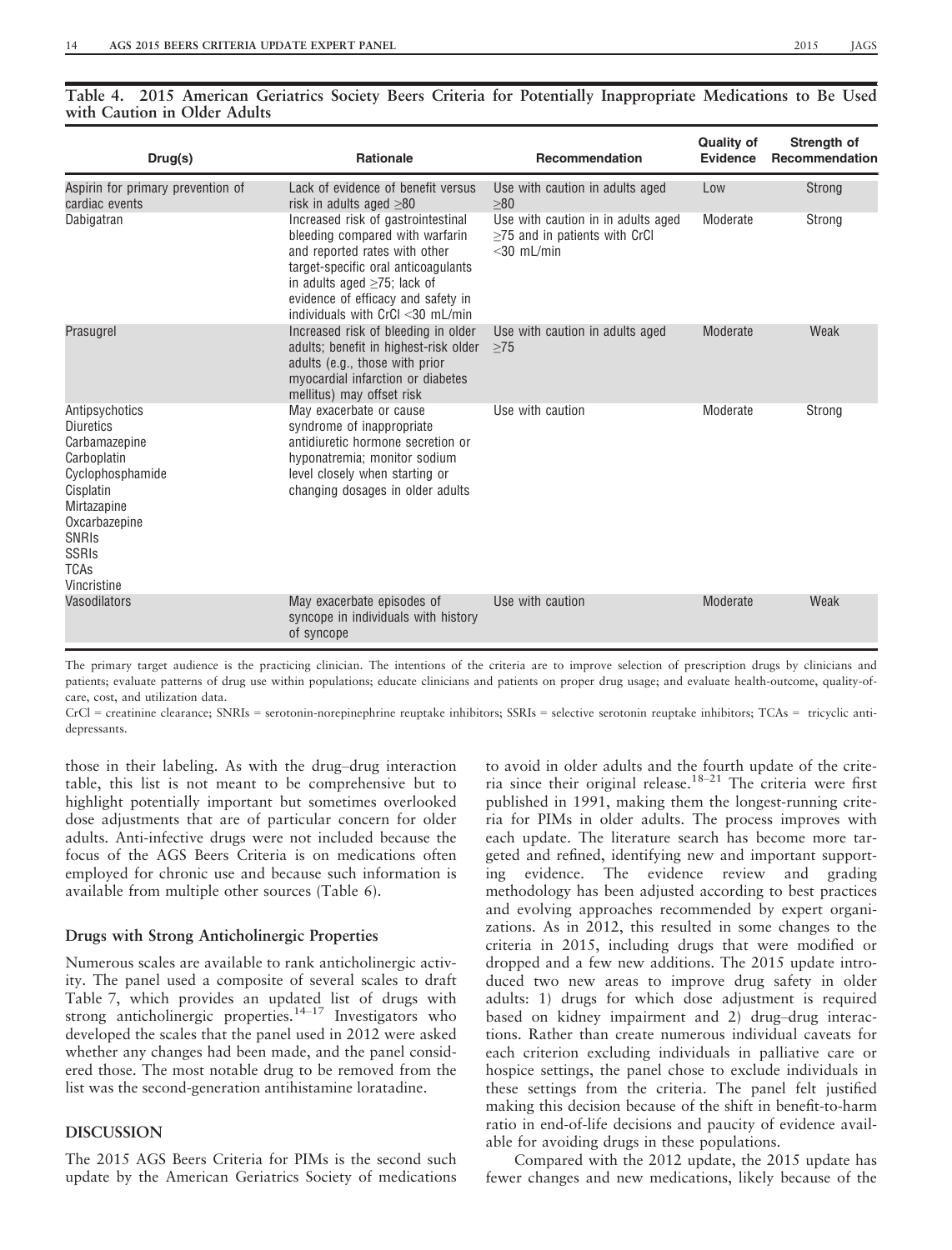**Table 4. 2015 American Geriatrics Society Beers Criteria for Potentially Inappropriate Medications to Be Used with Caution in Older Adults**

| Drug(s) | Rationale | Recommendation | Quality of Evidence | Strength of Recommendation |
|---|---|---|---|---|
| Aspirin for primary prevention of cardiac events | Lack of evidence of benefit versus risk in adults aged ≥80 | Use with caution in adults aged ≥80 | Low | Strong |
| Dabigatran | Increased risk of gastrointestinal bleeding compared with warfarin and reported rates with other target-specific oral anticoagulants in adults aged ≥75; lack of evidence of efficacy and safety in individuals with CrCl <30 mL/min | Use with caution in adults aged ≥75 and in patients with CrCl <30 mL/min | Moderate | Strong |
| Prasugrel | Increased risk of bleeding in older adults; benefit in highest-risk older adults (e.g., those with prior myocardial infarction or diabetes mellitus) may offset risk | Use with caution in adults aged ≥75 | Moderate | Weak |
| Antipsychotics<br>Diuretics<br>Carbamazepine<br>Carboplatin<br>Cyclophosphamide<br>Cisplatin<br>Mirtazapine<br>Oxcarbazepine<br>SNRIs<br>SSRIs<br>TCAs<br>Vincristine | May exacerbate or cause syndrome of inappropriate antidiuretic hormone secretion or hyponatremia; monitor sodium level closely when starting or changing dosages in older adults | Use with caution | Moderate | Strong |
| Vasodilators | May exacerbate episodes of syncope in individuals with history of syncope | Use with caution | Moderate | Weak |

The primary target audience is the practicing clinician. The intentions of the criteria are to improve selection of prescription drugs by clinicians and patients; evaluate patterns of drug use within populations; educate clinicians and patients on proper drug usage; and evaluate health-outcome, quality-of-care, cost, and utilization data.

CrCl = creatinine clearance; SNRIs = serotonin-norepinephrine reuptake inhibitors; SSRIs = selective serotonin reuptake inhibitors; TCAs = tricyclic antidepressants.

those in their labeling. As with the drug–drug interaction table, this list is not meant to be comprehensive but to highlight potentially important but sometimes overlooked dose adjustments that are of particular concern for older adults. Anti-infective drugs were not included because the focus of the AGS Beers Criteria is on medications often employed for chronic use and because such information is available from multiple other sources (Table 6).

### Drugs with Strong Anticholinergic Properties

Numerous scales are available to rank anticholinergic activity. The panel used a composite of several scales to draft Table 7, which provides an updated list of drugs with strong anticholinergic properties.[14–17] Investigators who developed the scales that the panel used in 2012 were asked whether any changes had been made, and the panel considered those. The most notable drug to be removed from the list was the second-generation antihistamine loratadine.

## DISCUSSION

The 2015 AGS Beers Criteria for PIMs is the second such update by the American Geriatrics Society of medications to avoid in older adults and the fourth update of the criteria since their original release.[18–21] The criteria were first published in 1991, making them the longest-running criteria for PIMs in older adults. The process improves with each update. The literature search has become more targeted and refined, identifying new and important supporting evidence. The evidence review and grading methodology has been adjusted according to best practices and evolving approaches recommended by expert organizations. As in 2012, this resulted in some changes to the criteria in 2015, including drugs that were modified or dropped and a few new additions. The 2015 update introduced two new areas to improve drug safety in older adults: 1) drugs for which dose adjustment is required based on kidney impairment and 2) drug–drug interactions. Rather than create numerous individual caveats for each criterion excluding individuals in palliative care or hospice settings, the panel chose to exclude individuals in these settings from the criteria. The panel felt justified making this decision because of the shift in benefit-to-harm ratio in end-of-life decisions and paucity of evidence available for avoiding drugs in these populations.

Compared with the 2012 update, the 2015 update has fewer changes and new medications, likely because of the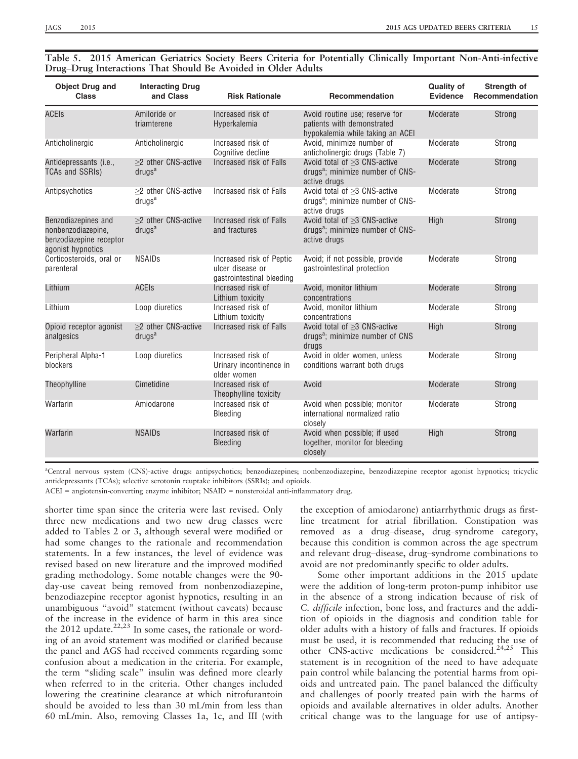**Table 5. 2015 American Geriatrics Society Beers Criteria for Potentially Clinically Important Non-Anti-infective Drug–Drug Interactions That Should Be Avoided in Older Adults**

| Object Drug and Class | Interacting Drug and Class | Risk Rationale | Recommendation | Quality of Evidence | Strength of Recommendation |
|---|---|---|---|---|---|
| ACEIs | Amiloride or triamterene | Increased risk of Hyperkalemia | Avoid routine use; reserve for patients with demonstrated hypokalemia while taking an ACEI | Moderate | Strong |
| Anticholinergic | Anticholinergic | Increased risk of Cognitive decline | Avoid, minimize number of anticholinergic drugs (Table 7) | Moderate | Strong |
| Antidepressants (i.e., TCAs and SSRIs) | ≥2 other CNS-active drugs[a] | Increased risk of Falls | Avoid total of ≥3 CNS-active drugs[a]; minimize number of CNS-active drugs | Moderate | Strong |
| Antipsychotics | ≥2 other CNS-active drugs[a] | Increased risk of Falls | Avoid total of ≥3 CNS-active drugs[a]; minimize number of CNS-active drugs | Moderate | Strong |
| Benzodiazepines and nonbenzodiazepine, benzodiazepine receptor agonist hypnotics | ≥2 other CNS-active drugs[a] | Increased risk of Falls and fractures | Avoid total of ≥3 CNS-active drugs[a]; minimize number of CNS-active drugs | High | Strong |
| Corticosteroids, oral or parenteral | NSAIDs | Increased risk of Peptic ulcer disease or gastrointestinal bleeding | Avoid; if not possible, provide gastrointestinal protection | Moderate | Strong |
| Lithium | ACEIs | Increased risk of Lithium toxicity | Avoid, monitor lithium concentrations | Moderate | Strong |
| Lithium | Loop diuretics | Increased risk of Lithium toxicity | Avoid, monitor lithium concentrations | Moderate | Strong |
| Opioid receptor agonist analgesics | ≥2 other CNS-active drugs[a] | Increased risk of Falls | Avoid total of ≥3 CNS-active drugs[a]; minimize number of CNS drugs | High | Strong |
| Peripheral Alpha-1 blockers | Loop diuretics | Increased risk of Urinary incontinence in older women | Avoid in older women, unless conditions warrant both drugs | Moderate | Strong |
| Theophylline | Cimetidine | Increased risk of Theophylline toxicity | Avoid | Moderate | Strong |
| Warfarin | Amiodarone | Increased risk of Bleeding | Avoid when possible; monitor international normalized ratio closely | Moderate | Strong |
| Warfarin | NSAIDs | Increased risk of Bleeding | Avoid when possible; if used together, monitor for bleeding closely | High | Strong |

[a]Central nervous system (CNS)-active drugs: antipsychotics; benzodiazepines; nonbenzodiazepine, benzodiazepine receptor agonist hypnotics; tricyclic antidepressants (TCAs); selective serotonin reuptake inhibitors (SSRIs); and opioids.

ACEI = angiotensin-converting enzyme inhibitor; NSAID = nonsteroidal anti-inflammatory drug.

shorter time span since the criteria were last revised. Only three new medications and two new drug classes were added to Tables 2 or 3, although several were modified or had some changes to the rationale and recommendation statements. In a few instances, the level of evidence was revised based on new literature and the improved modified grading methodology. Some notable changes were the 90-day-use caveat being removed from nonbenzodiazepine, benzodiazepine receptor agonist hypnotics, resulting in an unambiguous "avoid" statement (without caveats) because of the increase in the evidence of harm in this area since the 2012 update.[22,23] In some cases, the rationale or wording of an avoid statement was modified or clarified because the panel and AGS had received comments regarding some confusion about a medication in the criteria. For example, the term "sliding scale" insulin was defined more clearly when referred to in the criteria. Other changes included lowering the creatinine clearance at which nitrofurantoin should be avoided to less than 30 mL/min from less than 60 mL/min. Also, removing Classes 1a, 1c, and III (with the exception of amiodarone) antiarrhythmic drugs as first-line treatment for atrial fibrillation. Constipation was removed as a drug–disease, drug–syndrome category, because this condition is common across the age spectrum and relevant drug–disease, drug–syndrome combinations to avoid are not predominantly specific to older adults.

Some other important additions in the 2015 update were the addition of long-term proton-pump inhibitor use in the absence of a strong indication because of risk of *C. difficile* infection, bone loss, and fractures and the addition of opioids in the diagnosis and condition table for older adults with a history of falls and fractures. If opioids must be used, it is recommended that reducing the use of other CNS-active medications be considered.[24,25] This statement is in recognition of the need to have adequate pain control while balancing the potential harms from opioids and untreated pain. The panel balanced the difficulty and challenges of poorly treated pain with the harms of opioids and available alternatives in older adults. Another critical change was to the language for use of antipsy-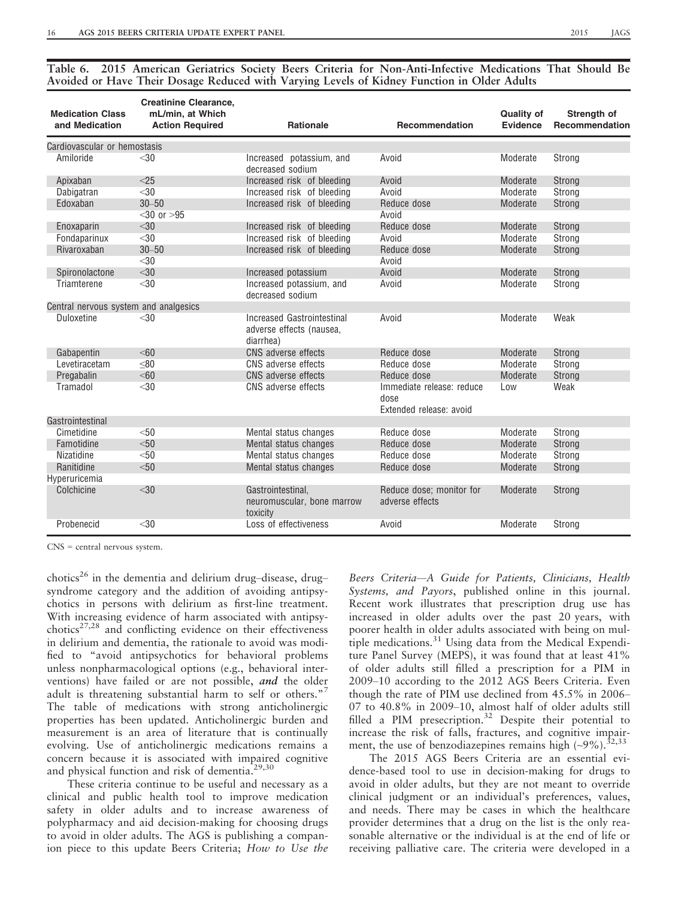**Table 6. 2015 American Geriatrics Society Beers Criteria for Non-Anti-Infective Medications That Should Be Avoided or Have Their Dosage Reduced with Varying Levels of Kidney Function in Older Adults**

| Medication Class and Medication | Creatinine Clearance, mL/min, at Which Action Required | Rationale | Recommendation | Quality of Evidence | Strength of Recommendation |
|---|---|---|---|---|---|
| Cardiovascular or hemostasis | | | | | |
| Amiloride | <30 | Increased potassium, and decreased sodium | Avoid | Moderate | Strong |
| Apixaban | <25 | Increased risk of bleeding | Avoid | Moderate | Strong |
| Dabigatran | <30 | Increased risk of bleeding | Avoid | Moderate | Strong |
| Edoxaban | 30–50 | Increased risk of bleeding | Reduce dose | Moderate | Strong |
| | <30 or >95 | | Avoid | | |
| Enoxaparin | <30 | Increased risk of bleeding | Reduce dose | Moderate | Strong |
| Fondaparinux | <30 | Increased risk of bleeding | Avoid | Moderate | Strong |
| Rivaroxaban | 30–50 | Increased risk of bleeding | Reduce dose | Moderate | Strong |
| | <30 | | Avoid | | |
| Spironolactone | <30 | Increased potassium | Avoid | Moderate | Strong |
| Triamterene | <30 | Increased potassium, and decreased sodium | Avoid | Moderate | Strong |
| Central nervous system and analgesics | | | | | |
| Duloxetine | <30 | Increased Gastrointestinal adverse effects (nausea, diarrhea) | Avoid | Moderate | Weak |
| Gabapentin | <60 | CNS adverse effects | Reduce dose | Moderate | Strong |
| Levetiracetam | ≤80 | CNS adverse effects | Reduce dose | Moderate | Strong |
| Pregabalin | <60 | CNS adverse effects | Reduce dose | Moderate | Strong |
| Tramadol | <30 | CNS adverse effects | Immediate release: reduce dose<br>Extended release: avoid | Low | Weak |
| Gastrointestinal | | | | | |
| Cimetidine | <50 | Mental status changes | Reduce dose | Moderate | Strong |
| Famotidine | <50 | Mental status changes | Reduce dose | Moderate | Strong |
| Nizatidine | <50 | Mental status changes | Reduce dose | Moderate | Strong |
| Ranitidine | <50 | Mental status changes | Reduce dose | Moderate | Strong |
| Hyperuricemia | | | | | |
| Colchicine | <30 | Gastrointestinal, neuromuscular, bone marrow toxicity | Reduce dose; monitor for adverse effects | Moderate | Strong |
| Probenecid | <30 | Loss of effectiveness | Avoid | Moderate | Strong |

CNS = central nervous system.

chotics[26] in the dementia and delirium drug–disease, drug–syndrome category and the addition of avoiding antipsychotics in persons with delirium as first-line treatment. With increasing evidence of harm associated with antipsychotics[27,28] and conflicting evidence on their effectiveness in delirium and dementia, the rationale to avoid was modified to "avoid antipsychotics for behavioral problems unless nonpharmacological options (e.g., behavioral interventions) have failed or are not possible, ***and*** the older adult is threatening substantial harm to self or others."[7] The table of medications with strong anticholinergic properties has been updated. Anticholinergic burden and measurement is an area of literature that is continually evolving. Use of anticholinergic medications remains a concern because it is associated with impaired cognitive and physical function and risk of dementia.[29,30]

These criteria continue to be useful and necessary as a clinical and public health tool to improve medication safety in older adults and to increase awareness of polypharmacy and aid decision-making for choosing drugs to avoid in older adults. The AGS is publishing a companion piece to this update Beers Criteria; *How to Use the Beers Criteria—A Guide for Patients, Clinicians, Health Systems, and Payors*, published online in this journal. Recent work illustrates that prescription drug use has increased in older adults over the past 20 years, with poorer health in older adults associated with being on multiple medications.[31] Using data from the Medical Expenditure Panel Survey (MEPS), it was found that at least 41% of older adults still filled a prescription for a PIM in 2009–10 according to the 2012 AGS Beers Criteria. Even though the rate of PIM use declined from 45.5% in 2006–07 to 40.8% in 2009–10, almost half of older adults still filled a PIM presecription.[32] Despite their potential to increase the risk of falls, fractures, and cognitive impairment, the use of benzodiazepines remains high (~9%).[32,33]

The 2015 AGS Beers Criteria are an essential evidence-based tool to use in decision-making for drugs to avoid in older adults, but they are not meant to override clinical judgment or an individual's preferences, values, and needs. There may be cases in which the healthcare provider determines that a drug on the list is the only reasonable alternative or the individual is at the end of life or receiving palliative care. The criteria were developed in a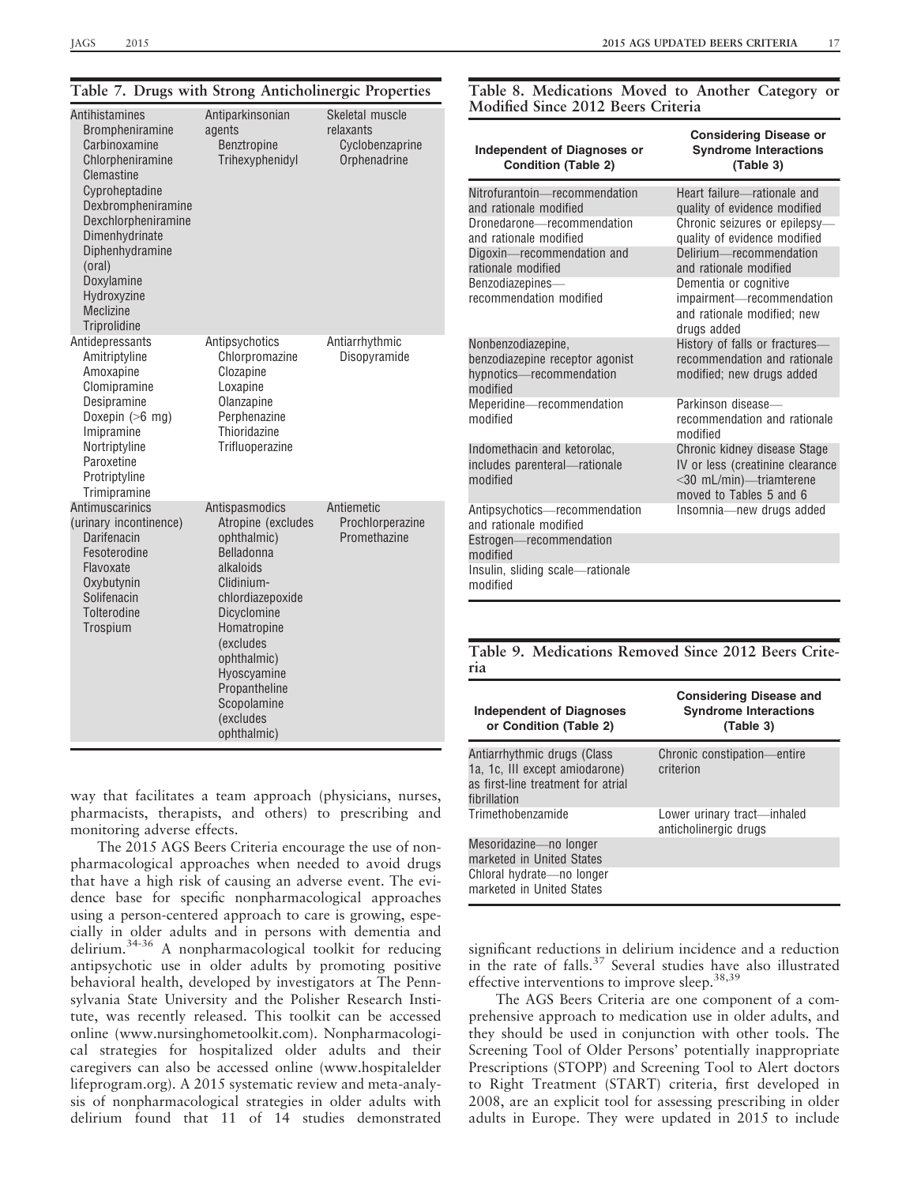**Table 7. Drugs with Strong Anticholinergic Properties**

| | | |
|---|---|---|
| Antihistamines<br>Brompheniramine<br>Carbinoxamine<br>Chlorpheniramine<br>Clemastine<br>Cyproheptadine<br>Dexbrompheniramine<br>Dexchlorpheniramine<br>Dimenhydrinate<br>Diphenhydramine (oral)<br>Doxylamine<br>Hydroxyzine<br>Meclizine<br>Triprolidine | Antiparkinsonian agents<br>Benztropine<br>Trihexyphenidyl | Skeletal muscle relaxants<br>Cyclobenzaprine<br>Orphenadrine |
| Antidepressants<br>Amitriptyline<br>Amoxapine<br>Clomipramine<br>Desipramine<br>Doxepin (>6 mg)<br>Imipramine<br>Nortriptyline<br>Paroxetine<br>Protriptyline<br>Trimipramine | Antipsychotics<br>Chlorpromazine<br>Clozapine<br>Loxapine<br>Olanzapine<br>Perphenazine<br>Thioridazine<br>Trifluoperazine | Antiarrhythmic<br>Disopyramide |
| Antimuscarinics (urinary incontinence)<br>Darifenacin<br>Fesoterodine<br>Flavoxate<br>Oxybutynin<br>Solifenacin<br>Tolterodine<br>Trospium | Antispasmodics<br>Atropine (excludes ophthalmic)<br>Belladonna alkaloids<br>Clidinium-chlordiazepoxide<br>Dicyclomine<br>Homatropine (excludes ophthalmic)<br>Hyoscyamine<br>Propantheline<br>Scopolamine (excludes ophthalmic) | Antiemetic<br>Prochlorperazine<br>Promethazine |

way that facilitates a team approach (physicians, nurses, pharmacists, therapists, and others) to prescribing and monitoring adverse effects.

The 2015 AGS Beers Criteria encourage the use of nonpharmacological approaches when needed to avoid drugs that have a high risk of causing an adverse event. The evidence base for specific nonpharmacological approaches using a person-centered approach to care is growing, especially in older adults and in persons with dementia and delirium.[34-36] A nonpharmacological toolkit for reducing antipsychotic use in older adults by promoting positive behavioral health, developed by investigators at The Pennsylvania State University and the Polisher Research Institute, was recently released. This toolkit can be accessed online (www.nursinghometoolkit.com). Nonpharmacological strategies for hospitalized older adults and their caregivers can also be accessed online (www.hospitalelderlifeprogram.org). A 2015 systematic review and meta-analysis of nonpharmacological strategies in older adults with delirium found that 11 of 14 studies demonstrated significant reductions in delirium incidence and a reduction in the rate of falls.[37] Several studies have also illustrated effective interventions to improve sleep.[38,39]

**Table 8. Medications Moved to Another Category or Modified Since 2012 Beers Criteria**

| Independent of Diagnoses or Condition (Table 2) | Considering Disease or Syndrome Interactions (Table 3) |
|---|---|
| Nitrofurantoin—recommendation and rationale modified | Heart failure—rationale and quality of evidence modified |
| Dronedarone—recommendation and rationale modified | Chronic seizures or epilepsy—quality of evidence modified |
| Digoxin—recommendation and rationale modified | Delirium—recommendation and rationale modified |
| Benzodiazepines—recommendation modified | Dementia or cognitive impairment—recommendation and rationale modified; new drugs added |
| Nonbenzodiazepine, benzodiazepine receptor agonist hypnotics—recommendation modified | History of falls or fractures—recommendation and rationale modified; new drugs added |
| Meperidine—recommendation modified | Parkinson disease—recommendation and rationale modified |
| Indomethacin and ketorolac, includes parenteral—rationale modified | Chronic kidney disease Stage IV or less (creatinine clearance <30 mL/min)—triamterene moved to Tables 5 and 6 |
| Antipsychotics—recommendation and rationale modified | Insomnia—new drugs added |
| Estrogen—recommendation modified | |
| Insulin, sliding scale—rationale modified | |

**Table 9. Medications Removed Since 2012 Beers Criteria**

| Independent of Diagnoses or Condition (Table 2) | Considering Disease and Syndrome Interactions (Table 3) |
|---|---|
| Antiarrhythmic drugs (Class 1a, 1c, III except amiodarone) as first-line treatment for atrial fibrillation | Chronic constipation—entire criterion |
| Trimethobenzamide | Lower urinary tract—inhaled anticholinergic drugs |
| Mesoridazine—no longer marketed in United States | |
| Chloral hydrate—no longer marketed in United States | |

The AGS Beers Criteria are one component of a comprehensive approach to medication use in older adults, and they should be used in conjunction with other tools. The Screening Tool of Older Persons' potentially inappropriate Prescriptions (STOPP) and Screening Tool to Alert doctors to Right Treatment (START) criteria, first developed in 2008, are an explicit tool for assessing prescribing in older adults in Europe. They were updated in 2015 to include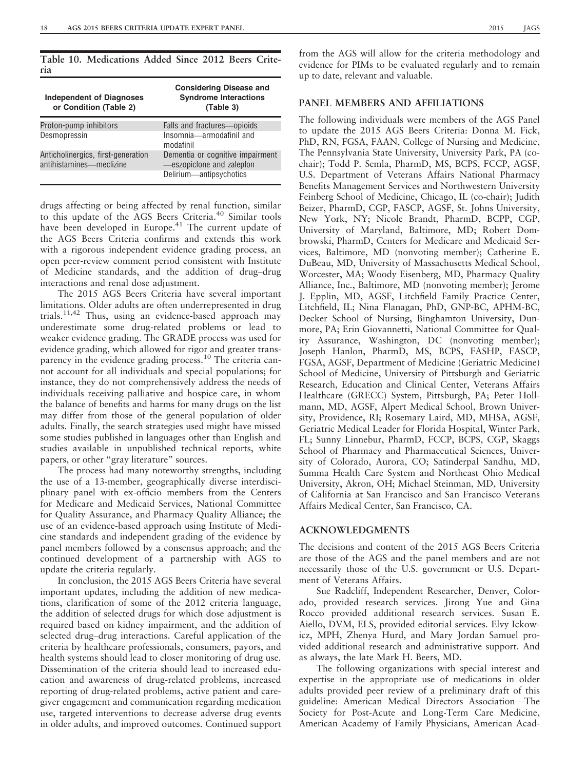Table 10. Medications Added Since 2012 Beers Criteria

| Independent of Diagnoses or Condition (Table 2) | Considering Disease and Syndrome Interactions (Table 3) |
|---|---|
| Proton-pump inhibitors | Falls and fractures—opioids |
| Desmopressin | Insomnia—armodafinil and modafinil |
| Anticholinergics, first-generation antihistamines—meclizine | Dementia or cognitive impairment—eszopiclone and zaleplon |
| | Delirium—antipsychotics |

drugs affecting or being affected by renal function, similar to this update of the AGS Beers Criteria.[40] Similar tools have been developed in Europe.[41] The current update of the AGS Beers Criteria confirms and extends this work with a rigorous independent evidence grading process, an open peer-review comment period consistent with Institute of Medicine standards, and the addition of drug–drug interactions and renal dose adjustment.

The 2015 AGS Beers Criteria have several important limitations. Older adults are often underrepresented in drug trials.[11,42] Thus, using an evidence-based approach may underestimate some drug-related problems or lead to weaker evidence grading. The GRADE process was used for evidence grading, which allowed for rigor and greater transparency in the evidence grading process.[10] The criteria cannot account for all individuals and special populations; for instance, they do not comprehensively address the needs of individuals receiving palliative and hospice care, in whom the balance of benefits and harms for many drugs on the list may differ from those of the general population of older adults. Finally, the search strategies used might have missed some studies published in languages other than English and studies available in unpublished technical reports, white papers, or other "gray literature" sources.

The process had many noteworthy strengths, including the use of a 13-member, geographically diverse interdisciplinary panel with ex-officio members from the Centers for Medicare and Medicaid Services, National Committee for Quality Assurance, and Pharmacy Quality Alliance; the use of an evidence-based approach using Institute of Medicine standards and independent grading of the evidence by panel members followed by a consensus approach; and the continued development of a partnership with AGS to update the criteria regularly.

In conclusion, the 2015 AGS Beers Criteria have several important updates, including the addition of new medications, clarification of some of the 2012 criteria language, the addition of selected drugs for which dose adjustment is required based on kidney impairment, and the addition of selected drug–drug interactions. Careful application of the criteria by healthcare professionals, consumers, payors, and health systems should lead to closer monitoring of drug use. Dissemination of the criteria should lead to increased education and awareness of drug-related problems, increased reporting of drug-related problems, active patient and caregiver engagement and communication regarding medication use, targeted interventions to decrease adverse drug events in older adults, and improved outcomes. Continued support from the AGS will allow for the criteria methodology and evidence for PIMs to be evaluated regularly and to remain up to date, relevant and valuable.

## PANEL MEMBERS AND AFFILIATIONS

The following individuals were members of the AGS Panel to update the 2015 AGS Beers Criteria: Donna M. Fick, PhD, RN, FGSA, FAAN, College of Nursing and Medicine, The Pennsylvania State University, University Park, PA (co-chair); Todd P. Semla, PharmD, MS, BCPS, FCCP, AGSF, U.S. Department of Veterans Affairs National Pharmacy Benefits Management Services and Northwestern University Feinberg School of Medicine, Chicago, IL (co-chair); Judith Beizer, PharmD, CGP, FASCP, AGSF, St. Johns University, New York, NY; Nicole Brandt, PharmD, BCPP, CGP, University of Maryland, Baltimore, MD; Robert Dombrowski, PharmD, Centers for Medicare and Medicaid Services, Baltimore, MD (nonvoting member); Catherine E. DuBeau, MD, University of Massachusetts Medical School, Worcester, MA; Woody Eisenberg, MD, Pharmacy Quality Alliance, Inc., Baltimore, MD (nonvoting member); Jerome J. Epplin, MD, AGSF, Litchfield Family Practice Center, Litchfield, IL; Nina Flanagan, PhD, GNP-BC, APHM-BC, Decker School of Nursing, Binghamton University, Dunmore, PA; Erin Giovannetti, National Committee for Quality Assurance, Washington, DC (nonvoting member); Joseph Hanlon, PharmD, MS, BCPS, FASHP, FASCP, FGSA, AGSF, Department of Medicine (Geriatric Medicine) School of Medicine, University of Pittsburgh and Geriatric Research, Education and Clinical Center, Veterans Affairs Healthcare (GRECC) System, Pittsburgh, PA; Peter Hollmann, MD, AGSF, Alpert Medical School, Brown University, Providence, RI; Rosemary Laird, MD, MHSA, AGSF, Geriatric Medical Leader for Florida Hospital, Winter Park, FL; Sunny Linnebur, PharmD, FCCP, BCPS, CGP, Skaggs School of Pharmacy and Pharmaceutical Sciences, University of Colorado, Aurora, CO; Satinderpal Sandhu, MD, Summa Health Care System and Northeast Ohio Medical University, Akron, OH; Michael Steinman, MD, University of California at San Francisco and San Francisco Veterans Affairs Medical Center, San Francisco, CA.

## ACKNOWLEDGMENTS

The decisions and content of the 2015 AGS Beers Criteria are those of the AGS and the panel members and are not necessarily those of the U.S. government or U.S. Department of Veterans Affairs.

Sue Radcliff, Independent Researcher, Denver, Colorado, provided research services. Jirong Yue and Gina Rocco provided additional research services. Susan E. Aiello, DVM, ELS, provided editorial services. Elvy Ickowicz, MPH, Zhenya Hurd, and Mary Jordan Samuel provided additional research and administrative support. And as always, the late Mark H. Beers, MD.

The following organizations with special interest and expertise in the appropriate use of medications in older adults provided peer review of a preliminary draft of this guideline: American Medical Directors Association—The Society for Post-Acute and Long-Term Care Medicine, American Academy of Family Physicians, American Acad-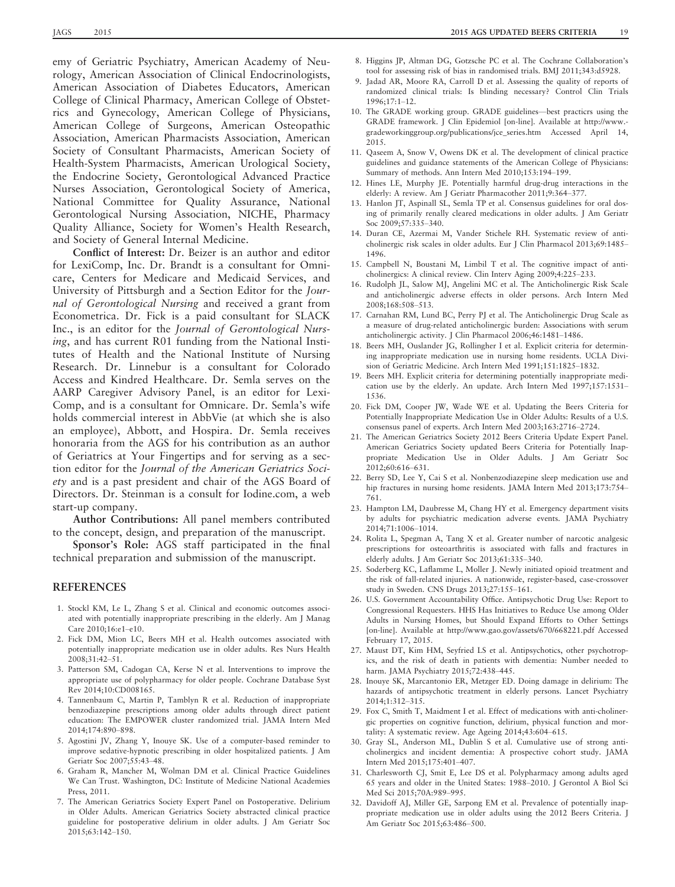emy of Geriatric Psychiatry, American Academy of Neurology, American Association of Clinical Endocrinologists, American Association of Diabetes Educators, American College of Clinical Pharmacy, American College of Obstetrics and Gynecology, American College of Physicians, American College of Surgeons, American Osteopathic Association, American Pharmacists Association, American Society of Consultant Pharmacists, American Society of Health-System Pharmacists, American Urological Society, the Endocrine Society, Gerontological Advanced Practice Nurses Association, Gerontological Society of America, National Committee for Quality Assurance, National Gerontological Nursing Association, NICHE, Pharmacy Quality Alliance, Society for Women's Health Research, and Society of General Internal Medicine.

**Conflict of Interest:** Dr. Beizer is an author and editor for LexiComp, Inc. Dr. Brandt is a consultant for Omnicare, Centers for Medicare and Medicaid Services, and University of Pittsburgh and a Section Editor for the *Journal of Gerontological Nursing* and received a grant from Econometrica. Dr. Fick is a paid consultant for SLACK Inc., is an editor for the *Journal of Gerontological Nursing*, and has current R01 funding from the National Institutes of Health and the National Institute of Nursing Research. Dr. Linnebur is a consultant for Colorado Access and Kindred Healthcare. Dr. Semla serves on the AARP Caregiver Advisory Panel, is an editor for Lexi-Comp, and is a consultant for Omnicare. Dr. Semla's wife holds commercial interest in AbbVie (at which she is also an employee), Abbott, and Hospira. Dr. Semla receives honoraria from the AGS for his contribution as an author of Geriatrics at Your Fingertips and for serving as a section editor for the *Journal of the American Geriatrics Society* and is a past president and chair of the AGS Board of Directors. Dr. Steinman is a consult for Iodine.com, a web start-up company.

**Author Contributions:** All panel members contributed to the concept, design, and preparation of the manuscript.

**Sponsor's Role:** AGS staff participated in the final technical preparation and submission of the manuscript.

## REFERENCES

1. Stockl KM, Le L, Zhang S et al. Clinical and economic outcomes associated with potentially inappropriate prescribing in the elderly. Am J Manag Care 2010;16:e1–e10.
2. Fick DM, Mion LC, Beers MH et al. Health outcomes associated with potentially inappropriate medication use in older adults. Res Nurs Health 2008;31:42–51.
3. Patterson SM, Cadogan CA, Kerse N et al. Interventions to improve the appropriate use of polypharmacy for older people. Cochrane Database Syst Rev 2014;10:CD008165.
4. Tannenbaum C, Martin P, Tamblyn R et al. Reduction of inappropriate benzodiazepine prescriptions among older adults through direct patient education: The EMPOWER cluster randomized trial. JAMA Intern Med 2014;174:890–898.
5. Agostini JV, Zhang Y, Inouye SK. Use of a computer-based reminder to improve sedative-hypnotic prescribing in older hospitalized patients. J Am Geriatr Soc 2007;55:43–48.
6. Graham R, Mancher M, Wolman DM et al. Clinical Practice Guidelines We Can Trust. Washington, DC: Institute of Medicine National Academies Press, 2011.
7. The American Geriatrics Society Expert Panel on Postoperative. Delirium in Older Adults. American Geriatrics Society abstracted clinical practice guideline for postoperative delirium in older adults. J Am Geriatr Soc 2015;63:142–150.
8. Higgins JP, Altman DG, Gotzsche PC et al. The Cochrane Collaboration's tool for assessing risk of bias in randomised trials. BMJ 2011;343:d5928.
9. Jadad AR, Moore RA, Carroll D et al. Assessing the quality of reports of randomized clinical trials: Is blinding necessary? Control Clin Trials 1996;17:1–12.
10. The GRADE working group. GRADE guidelines—best practicrs using the GRADE framework. J Clin Epidemiol [on-line]. Available at http://www.gradeworkinggroup.org/publications/jce_series.htm Accessed April 14, 2015.
11. Qaseem A, Snow V, Owens DK et al. The development of clinical practice guidelines and guidance statements of the American College of Physicians: Summary of methods. Ann Intern Med 2010;153:194–199.
12. Hines LE, Murphy JE. Potentially harmful drug-drug interactions in the elderly: A review. Am J Geriatr Pharmacother 2011;9:364–377.
13. Hanlon JT, Aspinall SL, Semla TP et al. Consensus guidelines for oral dosing of primarily renally cleared medications in older adults. J Am Geriatr Soc 2009;57:335–340.
14. Duran CE, Azermai M, Vander Stichele RH. Systematic review of anticholinergic risk scales in older adults. Eur J Clin Pharmacol 2013;69:1485–1496.
15. Campbell N, Boustani M, Limbil T et al. The cognitive impact of anticholinergics: A clinical review. Clin Interv Aging 2009;4:225–233.
16. Rudolph JL, Salow MJ, Angelini MC et al. The Anticholinergic Risk Scale and anticholinergic adverse effects in older persons. Arch Intern Med 2008;168:508–513.
17. Carnahan RM, Lund BC, Perry PJ et al. The Anticholinergic Drug Scale as a measure of drug-related anticholinergic burden: Associations with serum anticholinergic activity. J Clin Pharmacol 2006;46:1481–1486.
18. Beers MH, Ouslander JG, Rollingher I et al. Explicit criteria for determining inappropriate medication use in nursing home residents. UCLA Division of Geriatric Medicine. Arch Intern Med 1991;151:1825–1832.
19. Beers MH. Explicit criteria for determining potentially inappropriate medication use by the elderly. An update. Arch Intern Med 1997;157:1531–1536.
20. Fick DM, Cooper JW, Wade WE et al. Updating the Beers Criteria for Potentially Inappropriate Medication Use in Older Adults: Results of a U.S. consensus panel of experts. Arch Intern Med 2003;163:2716–2724.
21. The American Geriatrics Society 2012 Beers Criteria Update Expert Panel. American Geriatrics Society updated Beers Criteria for Potentially Inappropriate Medication Use in Older Adults. J Am Geriatr Soc 2012;60:616–631.
22. Berry SD, Lee Y, Cai S et al. Nonbenzodiazepine sleep medication use and hip fractures in nursing home residents. JAMA Intern Med 2013;173:754–761.
23. Hampton LM, Daubresse M, Chang HY et al. Emergency department visits by adults for psychiatric medication adverse events. JAMA Psychiatry 2014;71:1006–1014.
24. Rolita L, Spegman A, Tang X et al. Greater number of narcotic analgesic prescriptions for osteoarthritis is associated with falls and fractures in elderly adults. J Am Geriatr Soc 2013;61:335–340.
25. Soderberg KC, Laflamme L, Moller J. Newly initiated opioid treatment and the risk of fall-related injuries. A nationwide, register-based, case-crossover study in Sweden. CNS Drugs 2013;27:155–161.
26. U.S. Government Accountability Office. Antipsychotic Drug Use: Report to Congressional Requesters. HHS Has Initiatives to Reduce Use among Older Adults in Nursing Homes, but Should Expand Efforts to Other Settings [on-line]. Available at http://www.gao.gov/assets/670/668221.pdf Accessed February 17, 2015.
27. Maust DT, Kim HM, Seyfried LS et al. Antipsychotics, other psychotropics, and the risk of death in patients with dementia: Number needed to harm. JAMA Psychiatry 2015;72:438–445.
28. Inouye SK, Marcantonio ER, Metzger ED. Doing damage in delirium: The hazards of antipsychotic treatment in elderly persons. Lancet Psychiatry 2014;1:312–315.
29. Fox C, Smith T, Maidment I et al. Effect of medications with anti-cholinergic properties on cognitive function, delirium, physical function and mortality: A systematic review. Age Ageing 2014;43:604–615.
30. Gray SL, Anderson ML, Dublin S et al. Cumulative use of strong anticholinergics and incident dementia: A prospective cohort study. JAMA Intern Med 2015;175:401–407.
31. Charlesworth CJ, Smit E, Lee DS et al. Polypharmacy among adults aged 65 years and older in the United States: 1988–2010. J Gerontol A Biol Sci Med Sci 2015;70A:989–995.
32. Davidoff AJ, Miller GE, Sarpong EM et al. Prevalence of potentially inappropriate medication use in older adults using the 2012 Beers Criteria. J Am Geriatr Soc 2015;63:486–500.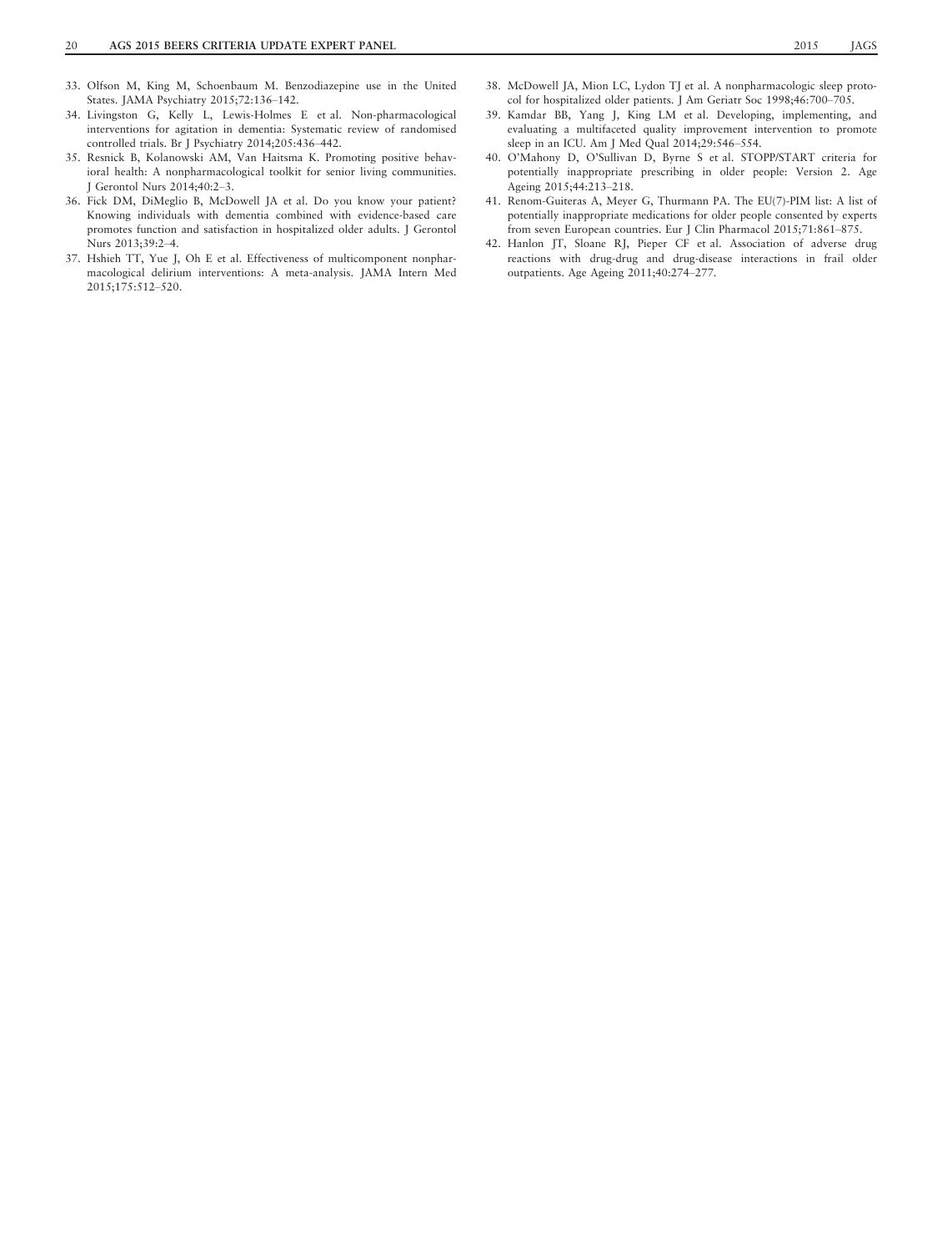33. Olfson M, King M, Schoenbaum M. Benzodiazepine use in the United States. JAMA Psychiatry 2015;72:136–142.
34. Livingston G, Kelly L, Lewis-Holmes E et al. Non-pharmacological interventions for agitation in dementia: Systematic review of randomised controlled trials. Br J Psychiatry 2014;205:436–442.
35. Resnick B, Kolanowski AM, Van Haitsma K. Promoting positive behavioral health: A nonpharmacological toolkit for senior living communities. J Gerontol Nurs 2014;40:2–3.
36. Fick DM, DiMeglio B, McDowell JA et al. Do you know your patient? Knowing individuals with dementia combined with evidence-based care promotes function and satisfaction in hospitalized older adults. J Gerontol Nurs 2013;39:2–4.
37. Hshieh TT, Yue J, Oh E et al. Effectiveness of multicomponent nonpharmacological delirium interventions: A meta-analysis. JAMA Intern Med 2015;175:512–520.
38. McDowell JA, Mion LC, Lydon TJ et al. A nonpharmacologic sleep protocol for hospitalized older patients. J Am Geriatr Soc 1998;46:700–705.
39. Kamdar BB, Yang J, King LM et al. Developing, implementing, and evaluating a multifaceted quality improvement intervention to promote sleep in an ICU. Am J Med Qual 2014;29:546–554.
40. O'Mahony D, O'Sullivan D, Byrne S et al. STOPP/START criteria for potentially inappropriate prescribing in older people: Version 2. Age Ageing 2015;44:213–218.
41. Renom-Guiteras A, Meyer G, Thurmann PA. The EU(7)-PIM list: A list of potentially inappropriate medications for older people consented by experts from seven European countries. Eur J Clin Pharmacol 2015;71:861–875.
42. Hanlon JT, Sloane RJ, Pieper CF et al. Association of adverse drug reactions with drug-drug and drug-disease interactions in frail older outpatients. Age Ageing 2011;40:274–277.